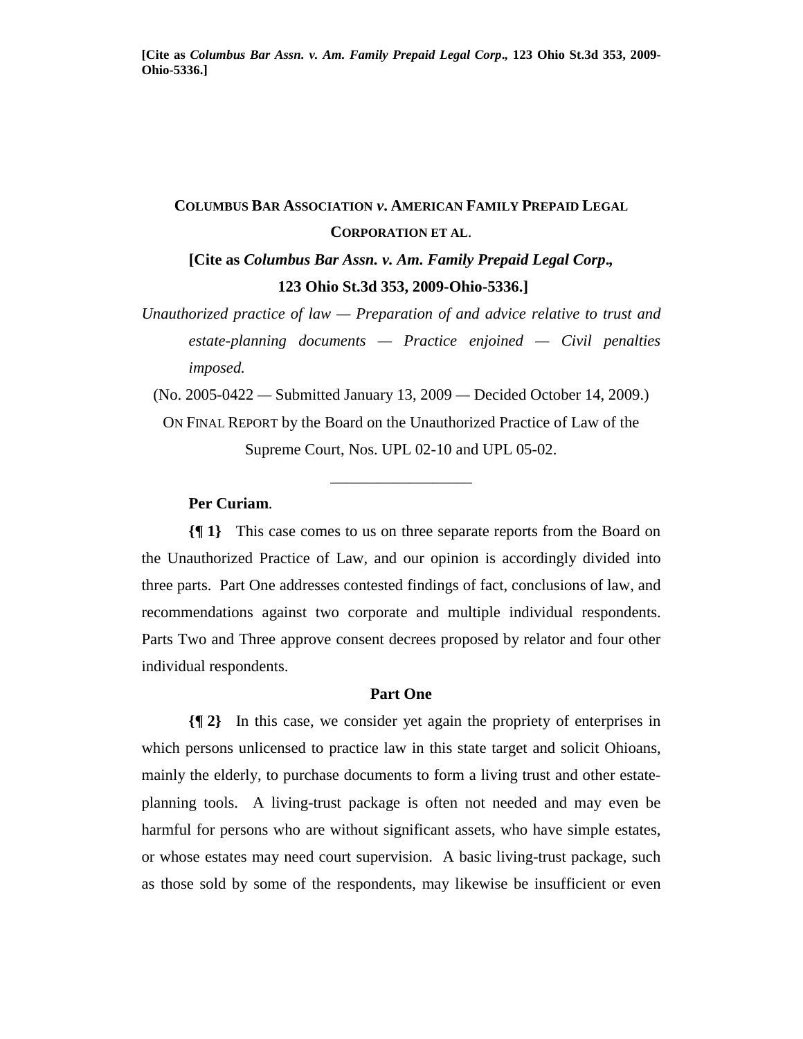**[Cite as *Columbus Bar Assn. v. Am. Family Prepaid Legal Corp*., 123 Ohio St.3d 353, 2009-Ohio-5336.]**

# COLUMBUS BAR ASSOCIATION *v*. AMERICAN FAMILY PREPAID LEGAL CORPORATION ET AL.

**[Cite as *Columbus Bar Assn. v. Am. Family Prepaid Legal Corp*., 123 Ohio St.3d 353, 2009-Ohio-5336.]**

*Unauthorized practice of law — Preparation of and advice relative to trust and estate-planning documents — Practice enjoined — Civil penalties imposed.*

(No. 2005-0422 — Submitted January 13, 2009 — Decided October 14, 2009.)

ON FINAL REPORT by the Board on the Unauthorized Practice of Law of the Supreme Court, Nos. UPL 02-10 and UPL 05-02.

---

**Per Curiam**.

**{¶ 1}** This case comes to us on three separate reports from the Board on the Unauthorized Practice of Law, and our opinion is accordingly divided into three parts. Part One addresses contested findings of fact, conclusions of law, and recommendations against two corporate and multiple individual respondents. Parts Two and Three approve consent decrees proposed by relator and four other individual respondents.

## Part One

**{¶ 2}** In this case, we consider yet again the propriety of enterprises in which persons unlicensed to practice law in this state target and solicit Ohioans, mainly the elderly, to purchase documents to form a living trust and other estate-planning tools. A living-trust package is often not needed and may even be harmful for persons who are without significant assets, who have simple estates, or whose estates may need court supervision. A basic living-trust package, such as those sold by some of the respondents, may likewise be insufficient or even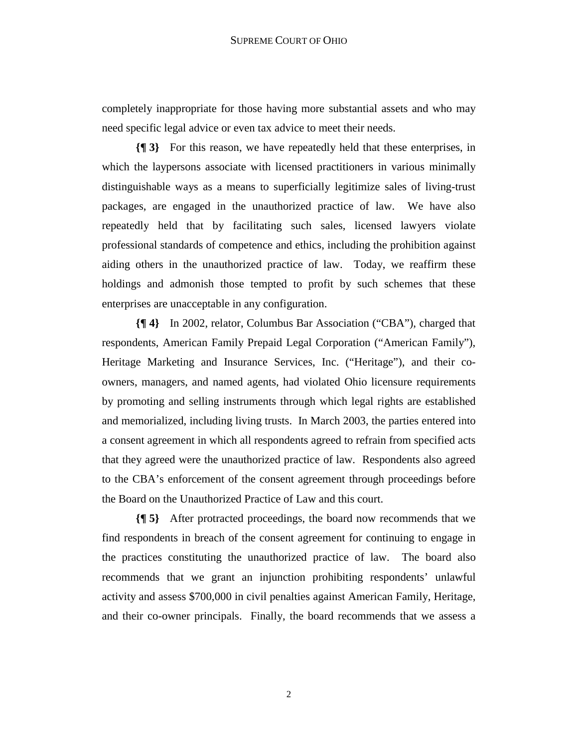completely inappropriate for those having more substantial assets and who may need specific legal advice or even tax advice to meet their needs.

**{¶ 3}** For this reason, we have repeatedly held that these enterprises, in which the laypersons associate with licensed practitioners in various minimally distinguishable ways as a means to superficially legitimize sales of living-trust packages, are engaged in the unauthorized practice of law. We have also repeatedly held that by facilitating such sales, licensed lawyers violate professional standards of competence and ethics, including the prohibition against aiding others in the unauthorized practice of law. Today, we reaffirm these holdings and admonish those tempted to profit by such schemes that these enterprises are unacceptable in any configuration.

**{¶ 4}** In 2002, relator, Columbus Bar Association ("CBA"), charged that respondents, American Family Prepaid Legal Corporation ("American Family"), Heritage Marketing and Insurance Services, Inc. ("Heritage"), and their co-owners, managers, and named agents, had violated Ohio licensure requirements by promoting and selling instruments through which legal rights are established and memorialized, including living trusts. In March 2003, the parties entered into a consent agreement in which all respondents agreed to refrain from specified acts that they agreed were the unauthorized practice of law. Respondents also agreed to the CBA's enforcement of the consent agreement through proceedings before the Board on the Unauthorized Practice of Law and this court.

**{¶ 5}** After protracted proceedings, the board now recommends that we find respondents in breach of the consent agreement for continuing to engage in the practices constituting the unauthorized practice of law. The board also recommends that we grant an injunction prohibiting respondents' unlawful activity and assess $700,000 in civil penalties against American Family, Heritage, and their co-owner principals. Finally, the board recommends that we assess a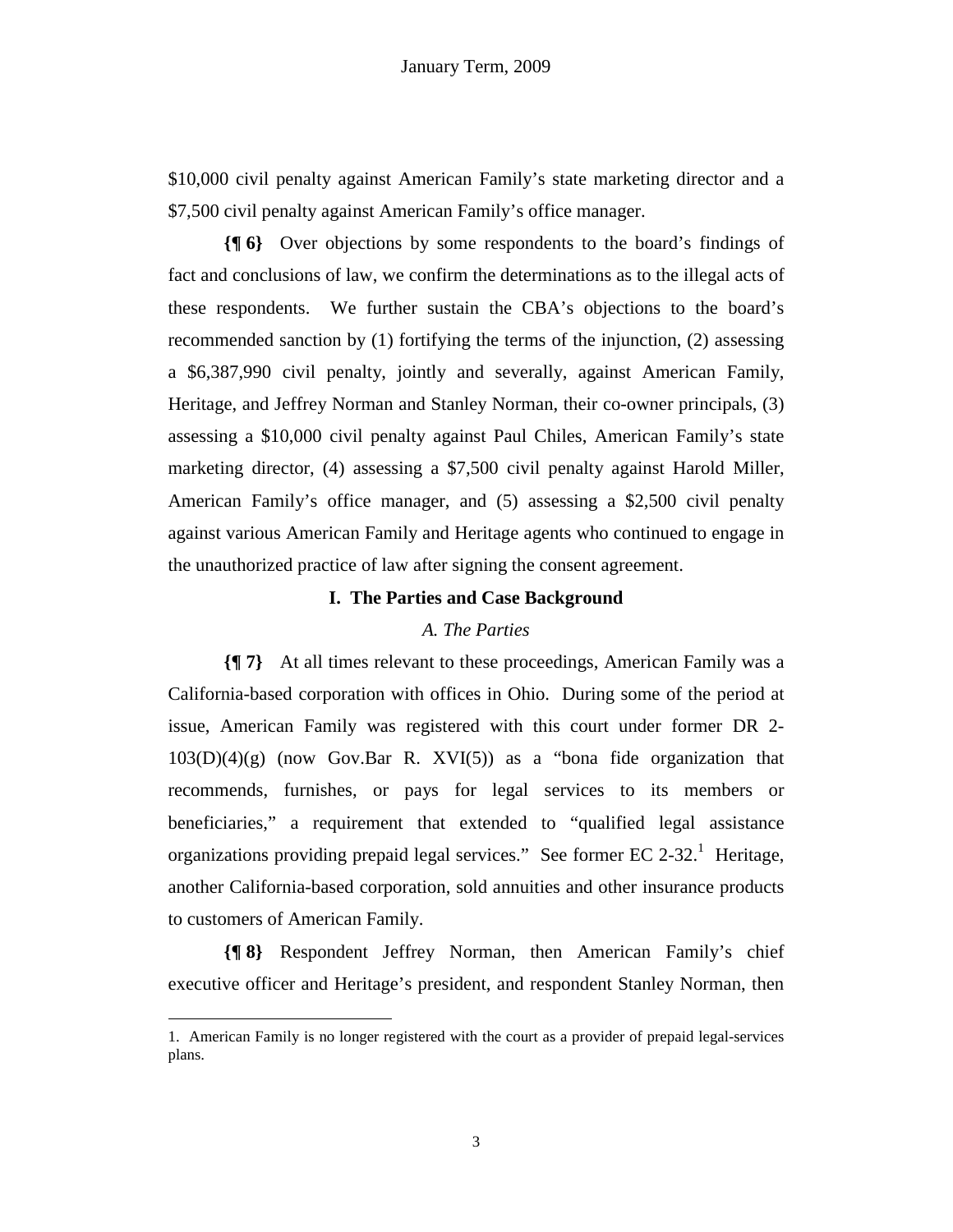$10,000 civil penalty against American Family's state marketing director and a $7,500 civil penalty against American Family's office manager.

**{¶ 6}** Over objections by some respondents to the board's findings of fact and conclusions of law, we confirm the determinations as to the illegal acts of these respondents. We further sustain the CBA's objections to the board's recommended sanction by (1) fortifying the terms of the injunction, (2) assessing a $6,387,990 civil penalty, jointly and severally, against American Family, Heritage, and Jeffrey Norman and Stanley Norman, their co-owner principals, (3) assessing a $10,000 civil penalty against Paul Chiles, American Family's state marketing director, (4) assessing a $7,500 civil penalty against Harold Miller, American Family's office manager, and (5) assessing a $2,500 civil penalty against various American Family and Heritage agents who continued to engage in the unauthorized practice of law after signing the consent agreement.

## I. The Parties and Case Background

### *A. The Parties*

**{¶ 7}** At all times relevant to these proceedings, American Family was a California-based corporation with offices in Ohio. During some of the period at issue, American Family was registered with this court under former DR 2-103(D)(4)(g) (now Gov.Bar R. XVI(5)) as a "bona fide organization that recommends, furnishes, or pays for legal services to its members or beneficiaries," a requirement that extended to "qualified legal assistance organizations providing prepaid legal services." See former EC 2-32.[1] Heritage, another California-based corporation, sold annuities and other insurance products to customers of American Family.

**{¶ 8}** Respondent Jeffrey Norman, then American Family's chief executive officer and Heritage's president, and respondent Stanley Norman, then

1. American Family is no longer registered with the court as a provider of prepaid legal-services plans.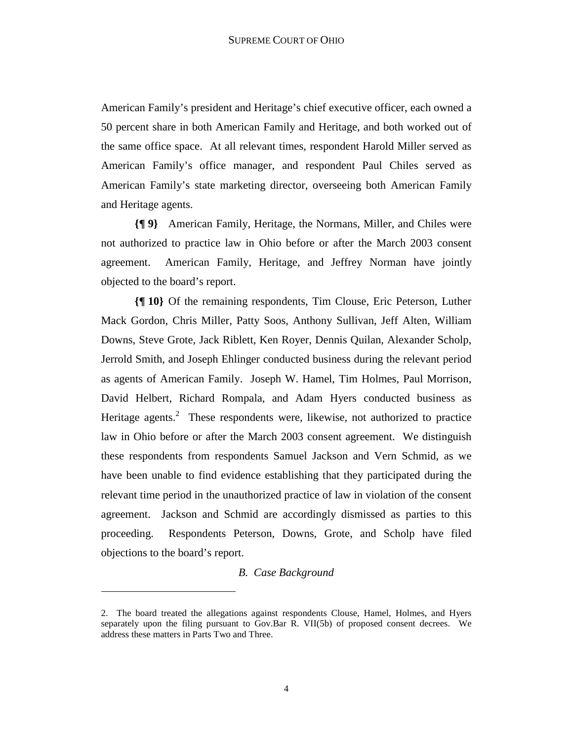American Family's president and Heritage's chief executive officer, each owned a 50 percent share in both American Family and Heritage, and both worked out of the same office space. At all relevant times, respondent Harold Miller served as American Family's office manager, and respondent Paul Chiles served as American Family's state marketing director, overseeing both American Family and Heritage agents.

**{¶ 9}** American Family, Heritage, the Normans, Miller, and Chiles were not authorized to practice law in Ohio before or after the March 2003 consent agreement. American Family, Heritage, and Jeffrey Norman have jointly objected to the board's report.

**{¶ 10}** Of the remaining respondents, Tim Clouse, Eric Peterson, Luther Mack Gordon, Chris Miller, Patty Soos, Anthony Sullivan, Jeff Alten, William Downs, Steve Grote, Jack Riblett, Ken Royer, Dennis Quilan, Alexander Scholp, Jerrold Smith, and Joseph Ehlinger conducted business during the relevant period as agents of American Family. Joseph W. Hamel, Tim Holmes, Paul Morrison, David Helbert, Richard Rompala, and Adam Hyers conducted business as Heritage agents.[2] These respondents were, likewise, not authorized to practice law in Ohio before or after the March 2003 consent agreement. We distinguish these respondents from respondents Samuel Jackson and Vern Schmid, as we have been unable to find evidence establishing that they participated during the relevant time period in the unauthorized practice of law in violation of the consent agreement. Jackson and Schmid are accordingly dismissed as parties to this proceeding. Respondents Peterson, Downs, Grote, and Scholp have filed objections to the board's report.

*B. Case Background*

---

2. The board treated the allegations against respondents Clouse, Hamel, Holmes, and Hyers separately upon the filing pursuant to Gov.Bar R. VII(5b) of proposed consent decrees. We address these matters in Parts Two and Three.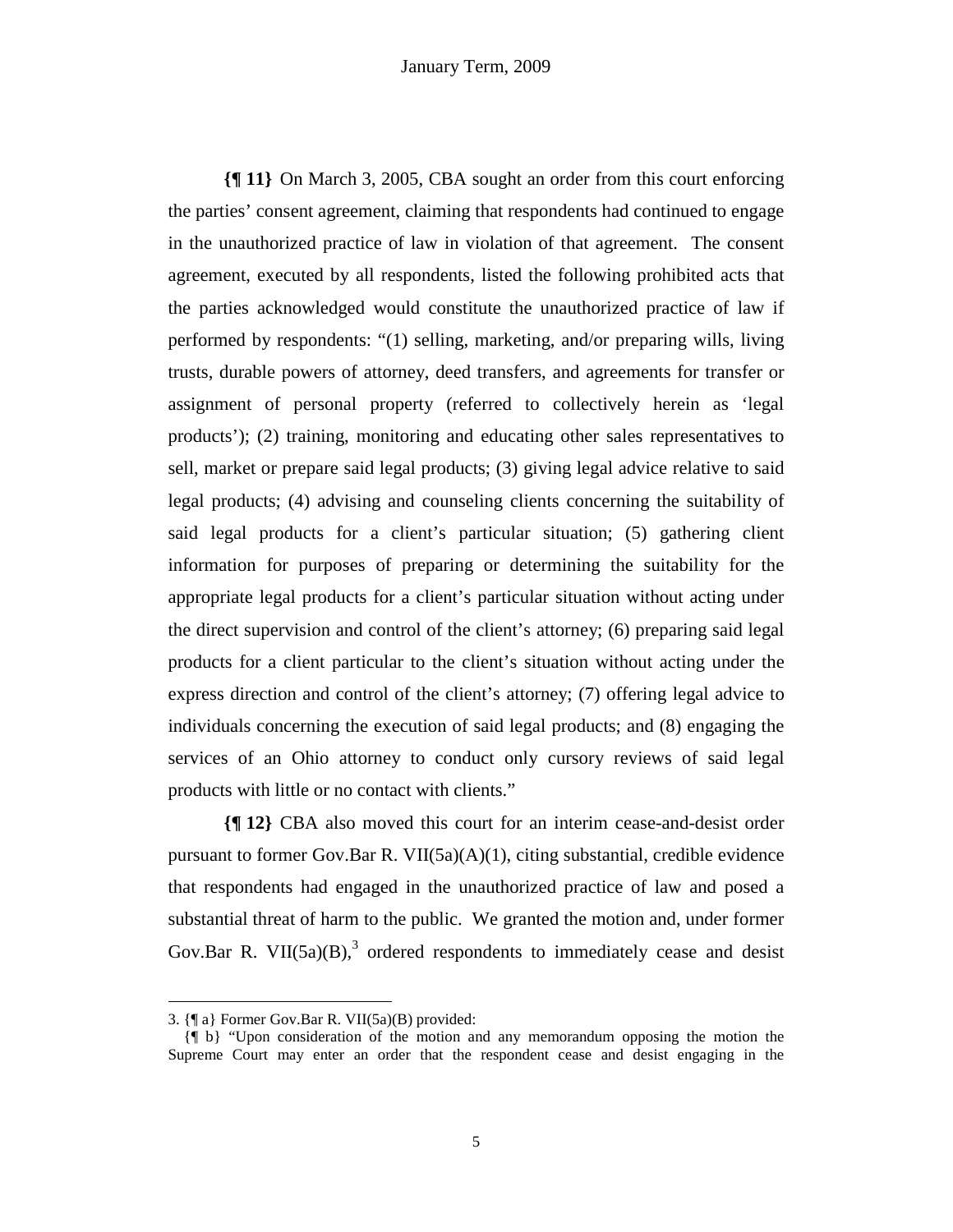**{¶ 11}** On March 3, 2005, CBA sought an order from this court enforcing the parties' consent agreement, claiming that respondents had continued to engage in the unauthorized practice of law in violation of that agreement. The consent agreement, executed by all respondents, listed the following prohibited acts that the parties acknowledged would constitute the unauthorized practice of law if performed by respondents: "(1) selling, marketing, and/or preparing wills, living trusts, durable powers of attorney, deed transfers, and agreements for transfer or assignment of personal property (referred to collectively herein as 'legal products'); (2) training, monitoring and educating other sales representatives to sell, market or prepare said legal products; (3) giving legal advice relative to said legal products; (4) advising and counseling clients concerning the suitability of said legal products for a client's particular situation; (5) gathering client information for purposes of preparing or determining the suitability for the appropriate legal products for a client's particular situation without acting under the direct supervision and control of the client's attorney; (6) preparing said legal products for a client particular to the client's situation without acting under the express direction and control of the client's attorney; (7) offering legal advice to individuals concerning the execution of said legal products; and (8) engaging the services of an Ohio attorney to conduct only cursory reviews of said legal products with little or no contact with clients."

**{¶ 12}** CBA also moved this court for an interim cease-and-desist order pursuant to former Gov.Bar R. VII(5a)(A)(1), citing substantial, credible evidence that respondents had engaged in the unauthorized practice of law and posed a substantial threat of harm to the public. We granted the motion and, under former Gov.Bar R. VII(5a)(B),[3] ordered respondents to immediately cease and desist

---

3. {¶ a} Former Gov.Bar R. VII(5a)(B) provided:

{¶ b} "Upon consideration of the motion and any memorandum opposing the motion the Supreme Court may enter an order that the respondent cease and desist engaging in the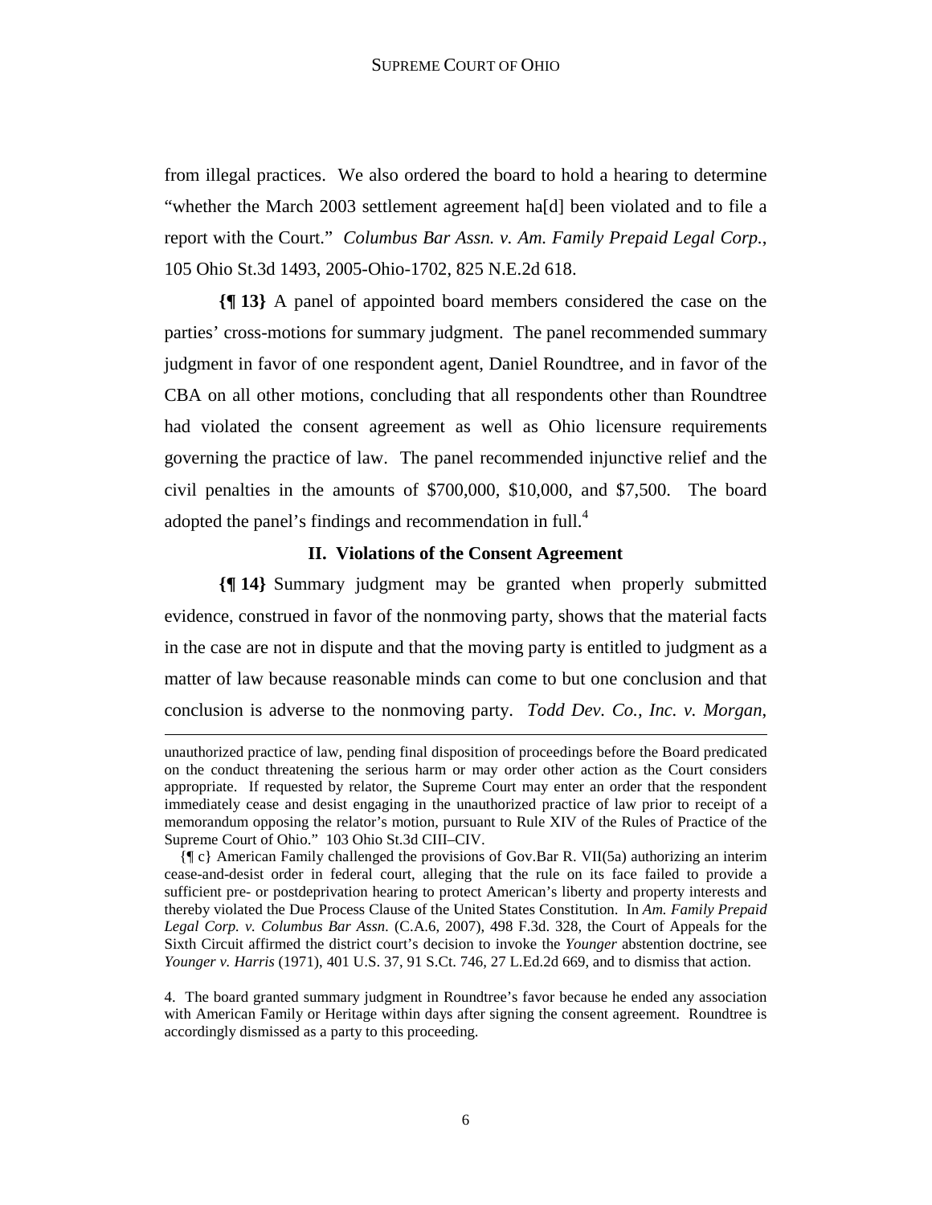from illegal practices. We also ordered the board to hold a hearing to determine "whether the March 2003 settlement agreement ha[d] been violated and to file a report with the Court." *Columbus Bar Assn. v. Am. Family Prepaid Legal Corp.*, 105 Ohio St.3d 1493, 2005-Ohio-1702, 825 N.E.2d 618.

**{¶ 13}** A panel of appointed board members considered the case on the parties' cross-motions for summary judgment. The panel recommended summary judgment in favor of one respondent agent, Daniel Roundtree, and in favor of the CBA on all other motions, concluding that all respondents other than Roundtree had violated the consent agreement as well as Ohio licensure requirements governing the practice of law. The panel recommended injunctive relief and the civil penalties in the amounts of $700,000, $10,000, and $7,500. The board adopted the panel's findings and recommendation in full.[4]

### II. Violations of the Consent Agreement

**{¶ 14}** Summary judgment may be granted when properly submitted evidence, construed in favor of the nonmoving party, shows that the material facts in the case are not in dispute and that the moving party is entitled to judgment as a matter of law because reasonable minds can come to but one conclusion and that conclusion is adverse to the nonmoving party. *Todd Dev. Co., Inc. v. Morgan*,

---

unauthorized practice of law, pending final disposition of proceedings before the Board predicated on the conduct threatening the serious harm or may order other action as the Court considers appropriate. If requested by relator, the Supreme Court may enter an order that the respondent immediately cease and desist engaging in the unauthorized practice of law prior to receipt of a memorandum opposing the relator's motion, pursuant to Rule XIV of the Rules of Practice of the Supreme Court of Ohio." 103 Ohio St.3d CIII–CIV.

{¶ c} American Family challenged the provisions of Gov.Bar R. VII(5a) authorizing an interim cease-and-desist order in federal court, alleging that the rule on its face failed to provide a sufficient pre- or postdeprivation hearing to protect American's liberty and property interests and thereby violated the Due Process Clause of the United States Constitution. In *Am. Family Prepaid Legal Corp. v. Columbus Bar Assn.* (C.A.6, 2007), 498 F.3d. 328, the Court of Appeals for the Sixth Circuit affirmed the district court's decision to invoke the *Younger* abstention doctrine, see *Younger v. Harris* (1971), 401 U.S. 37, 91 S.Ct. 746, 27 L.Ed.2d 669, and to dismiss that action.

4. The board granted summary judgment in Roundtree's favor because he ended any association with American Family or Heritage within days after signing the consent agreement. Roundtree is accordingly dismissed as a party to this proceeding.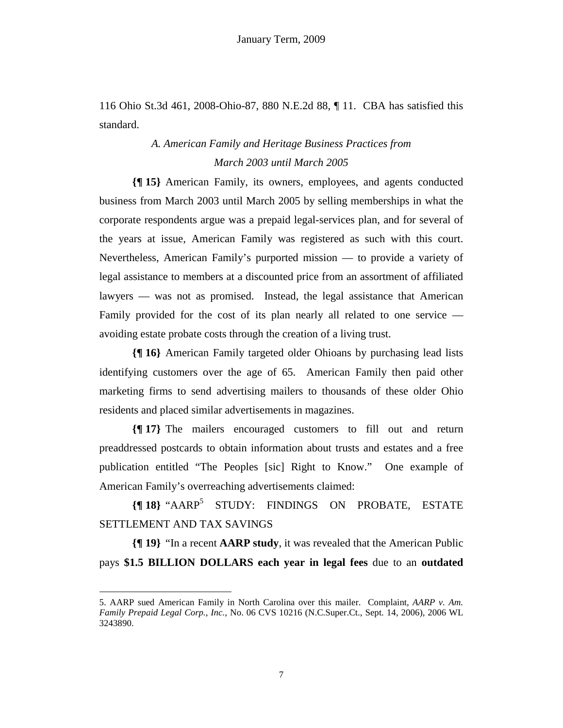116 Ohio St.3d 461, 2008-Ohio-87, 880 N.E.2d 88, ¶ 11. CBA has satisfied this standard.

### *A. American Family and Heritage Business Practices from March 2003 until March 2005*

**{¶ 15}** American Family, its owners, employees, and agents conducted business from March 2003 until March 2005 by selling memberships in what the corporate respondents argue was a prepaid legal-services plan, and for several of the years at issue, American Family was registered as such with this court. Nevertheless, American Family's purported mission — to provide a variety of legal assistance to members at a discounted price from an assortment of affiliated lawyers — was not as promised. Instead, the legal assistance that American Family provided for the cost of its plan nearly all related to one service — avoiding estate probate costs through the creation of a living trust.

**{¶ 16}** American Family targeted older Ohioans by purchasing lead lists identifying customers over the age of 65. American Family then paid other marketing firms to send advertising mailers to thousands of these older Ohio residents and placed similar advertisements in magazines.

**{¶ 17}** The mailers encouraged customers to fill out and return preaddressed postcards to obtain information about trusts and estates and a free publication entitled "The Peoples [sic] Right to Know." One example of American Family's overreaching advertisements claimed:

**{¶ 18}** "AARP[5] STUDY: FINDINGS ON PROBATE, ESTATE SETTLEMENT AND TAX SAVINGS

**{¶ 19}** "In a recent **AARP study**, it was revealed that the American Public pays **$1.5 BILLION DOLLARS each year in legal fees** due to an **outdated**

---

5. AARP sued American Family in North Carolina over this mailer. Complaint, *AARP v. Am. Family Prepaid Legal Corp., Inc.*, No. 06 CVS 10216 (N.C.Super.Ct., Sept. 14, 2006), 2006 WL 3243890.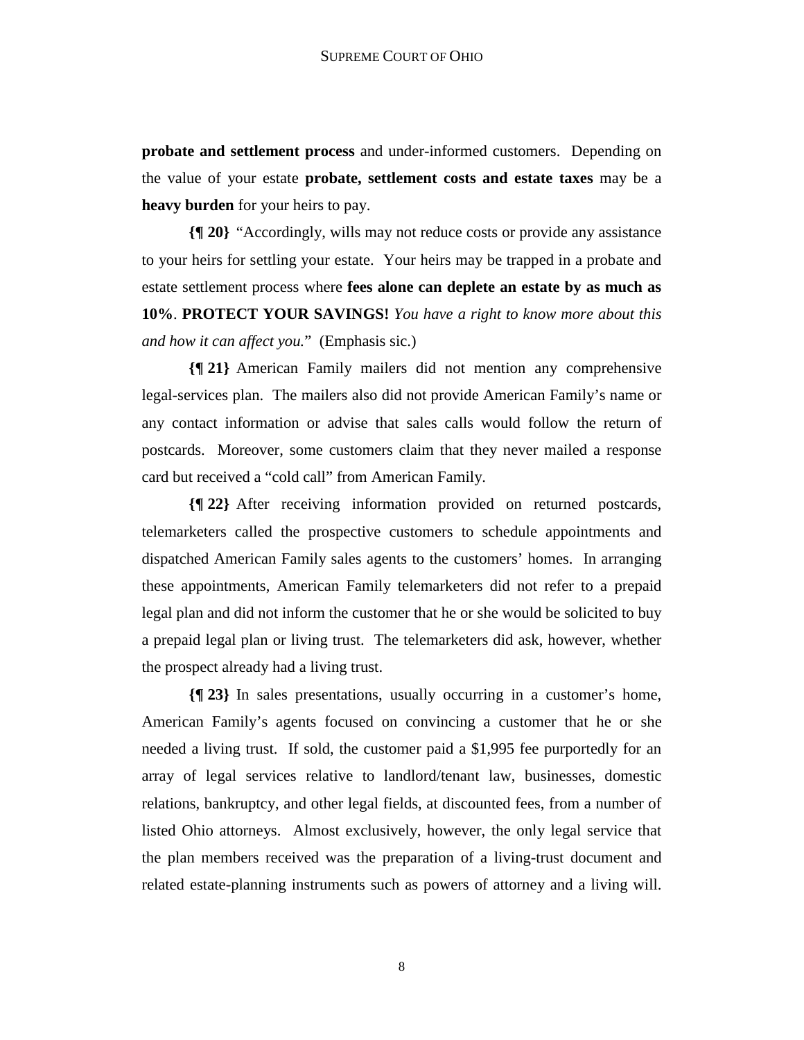**probate and settlement process** and under-informed customers. Depending on the value of your estate **probate, settlement costs and estate taxes** may be a **heavy burden** for your heirs to pay.

**{¶ 20}** "Accordingly, wills may not reduce costs or provide any assistance to your heirs for settling your estate. Your heirs may be trapped in a probate and estate settlement process where **fees alone can deplete an estate by as much as 10%**. **PROTECT YOUR SAVINGS!** *You have a right to know more about this and how it can affect you.*" (Emphasis sic.)

**{¶ 21}** American Family mailers did not mention any comprehensive legal-services plan. The mailers also did not provide American Family's name or any contact information or advise that sales calls would follow the return of postcards. Moreover, some customers claim that they never mailed a response card but received a "cold call" from American Family.

**{¶ 22}** After receiving information provided on returned postcards, telemarketers called the prospective customers to schedule appointments and dispatched American Family sales agents to the customers' homes. In arranging these appointments, American Family telemarketers did not refer to a prepaid legal plan and did not inform the customer that he or she would be solicited to buy a prepaid legal plan or living trust. The telemarketers did ask, however, whether the prospect already had a living trust.

**{¶ 23}** In sales presentations, usually occurring in a customer's home, American Family's agents focused on convincing a customer that he or she needed a living trust. If sold, the customer paid a $1,995 fee purportedly for an array of legal services relative to landlord/tenant law, businesses, domestic relations, bankruptcy, and other legal fields, at discounted fees, from a number of listed Ohio attorneys. Almost exclusively, however, the only legal service that the plan members received was the preparation of a living-trust document and related estate-planning instruments such as powers of attorney and a living will.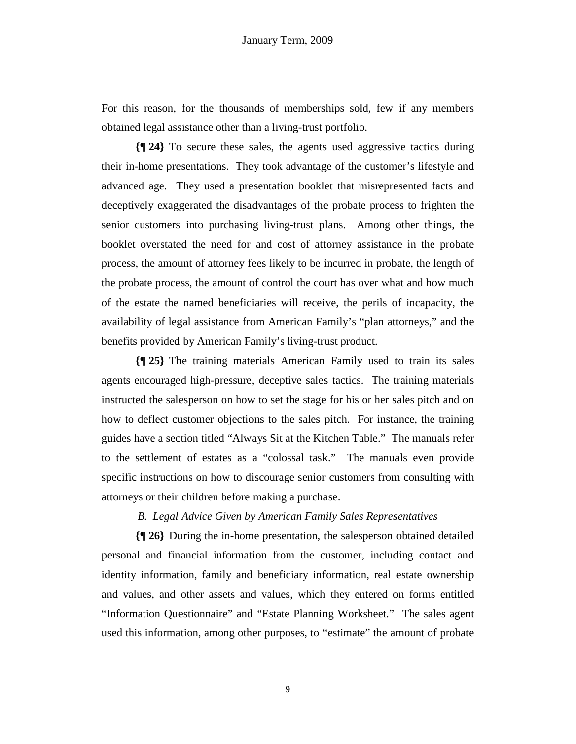For this reason, for the thousands of memberships sold, few if any members obtained legal assistance other than a living-trust portfolio.

**{¶ 24}** To secure these sales, the agents used aggressive tactics during their in-home presentations. They took advantage of the customer's lifestyle and advanced age. They used a presentation booklet that misrepresented facts and deceptively exaggerated the disadvantages of the probate process to frighten the senior customers into purchasing living-trust plans. Among other things, the booklet overstated the need for and cost of attorney assistance in the probate process, the amount of attorney fees likely to be incurred in probate, the length of the probate process, the amount of control the court has over what and how much of the estate the named beneficiaries will receive, the perils of incapacity, the availability of legal assistance from American Family's "plan attorneys," and the benefits provided by American Family's living-trust product.

**{¶ 25}** The training materials American Family used to train its sales agents encouraged high-pressure, deceptive sales tactics. The training materials instructed the salesperson on how to set the stage for his or her sales pitch and on how to deflect customer objections to the sales pitch. For instance, the training guides have a section titled "Always Sit at the Kitchen Table." The manuals refer to the settlement of estates as a "colossal task." The manuals even provide specific instructions on how to discourage senior customers from consulting with attorneys or their children before making a purchase.

*B. Legal Advice Given by American Family Sales Representatives*

**{¶ 26}** During the in-home presentation, the salesperson obtained detailed personal and financial information from the customer, including contact and identity information, family and beneficiary information, real estate ownership and values, and other assets and values, which they entered on forms entitled "Information Questionnaire" and "Estate Planning Worksheet." The sales agent used this information, among other purposes, to "estimate" the amount of probate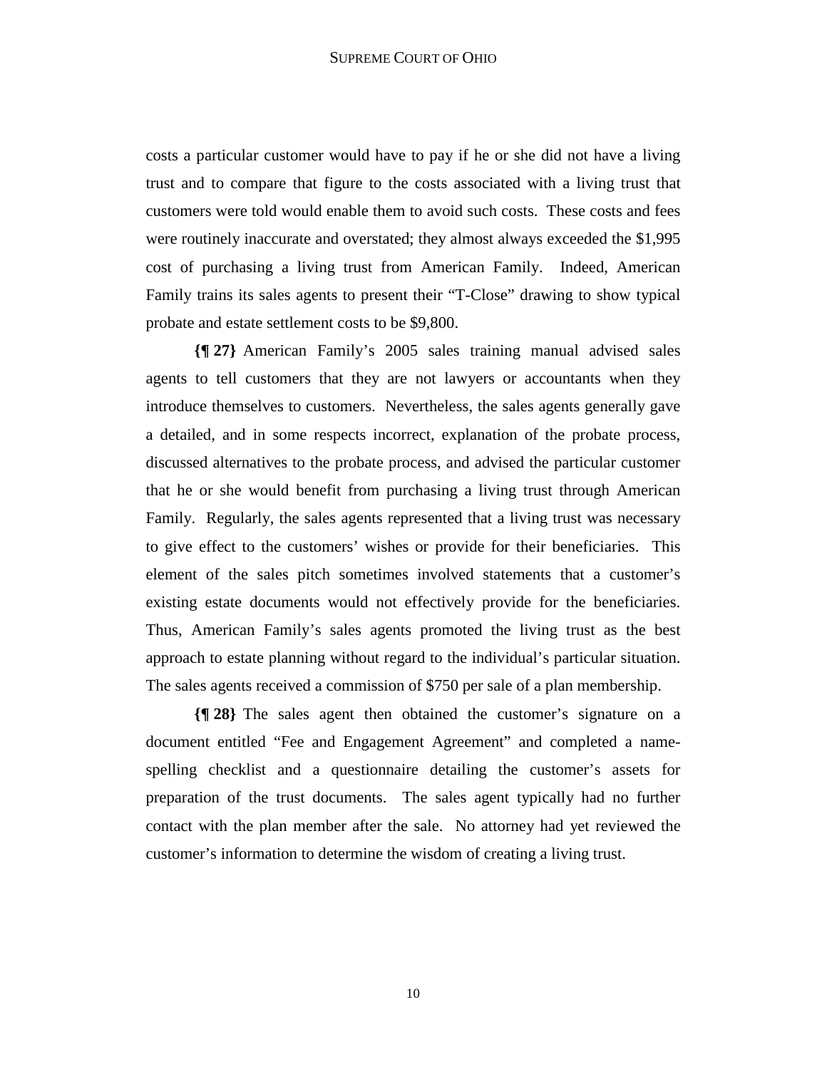costs a particular customer would have to pay if he or she did not have a living trust and to compare that figure to the costs associated with a living trust that customers were told would enable them to avoid such costs. These costs and fees were routinely inaccurate and overstated; they almost always exceeded the $1,995 cost of purchasing a living trust from American Family. Indeed, American Family trains its sales agents to present their "T-Close" drawing to show typical probate and estate settlement costs to be $9,800.

**{¶ 27}** American Family's 2005 sales training manual advised sales agents to tell customers that they are not lawyers or accountants when they introduce themselves to customers. Nevertheless, the sales agents generally gave a detailed, and in some respects incorrect, explanation of the probate process, discussed alternatives to the probate process, and advised the particular customer that he or she would benefit from purchasing a living trust through American Family. Regularly, the sales agents represented that a living trust was necessary to give effect to the customers' wishes or provide for their beneficiaries. This element of the sales pitch sometimes involved statements that a customer's existing estate documents would not effectively provide for the beneficiaries. Thus, American Family's sales agents promoted the living trust as the best approach to estate planning without regard to the individual's particular situation. The sales agents received a commission of $750 per sale of a plan membership.

**{¶ 28}** The sales agent then obtained the customer's signature on a document entitled "Fee and Engagement Agreement" and completed a name-spelling checklist and a questionnaire detailing the customer's assets for preparation of the trust documents. The sales agent typically had no further contact with the plan member after the sale. No attorney had yet reviewed the customer's information to determine the wisdom of creating a living trust.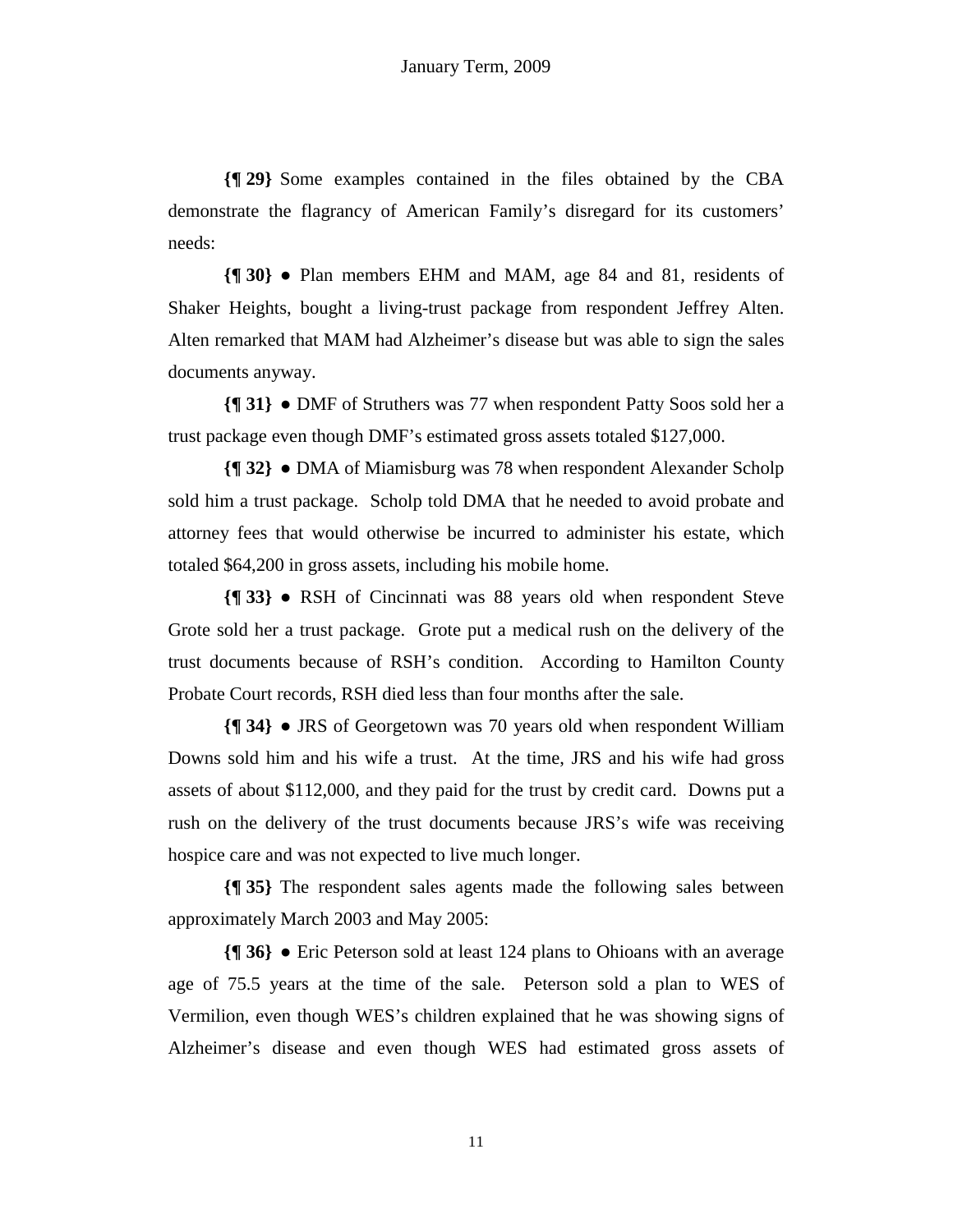**{¶ 29}** Some examples contained in the files obtained by the CBA demonstrate the flagrancy of American Family's disregard for its customers' needs:

**{¶ 30}** ● Plan members EHM and MAM, age 84 and 81, residents of Shaker Heights, bought a living-trust package from respondent Jeffrey Alten. Alten remarked that MAM had Alzheimer's disease but was able to sign the sales documents anyway.

**{¶ 31}** ● DMF of Struthers was 77 when respondent Patty Soos sold her a trust package even though DMF's estimated gross assets totaled $127,000.

**{¶ 32}** ● DMA of Miamisburg was 78 when respondent Alexander Scholp sold him a trust package. Scholp told DMA that he needed to avoid probate and attorney fees that would otherwise be incurred to administer his estate, which totaled $64,200 in gross assets, including his mobile home.

**{¶ 33}** ● RSH of Cincinnati was 88 years old when respondent Steve Grote sold her a trust package. Grote put a medical rush on the delivery of the trust documents because of RSH's condition. According to Hamilton County Probate Court records, RSH died less than four months after the sale.

**{¶ 34}** ● JRS of Georgetown was 70 years old when respondent William Downs sold him and his wife a trust. At the time, JRS and his wife had gross assets of about $112,000, and they paid for the trust by credit card. Downs put a rush on the delivery of the trust documents because JRS's wife was receiving hospice care and was not expected to live much longer.

**{¶ 35}** The respondent sales agents made the following sales between approximately March 2003 and May 2005:

**{¶ 36}** ● Eric Peterson sold at least 124 plans to Ohioans with an average age of 75.5 years at the time of the sale. Peterson sold a plan to WES of Vermilion, even though WES's children explained that he was showing signs of Alzheimer's disease and even though WES had estimated gross assets of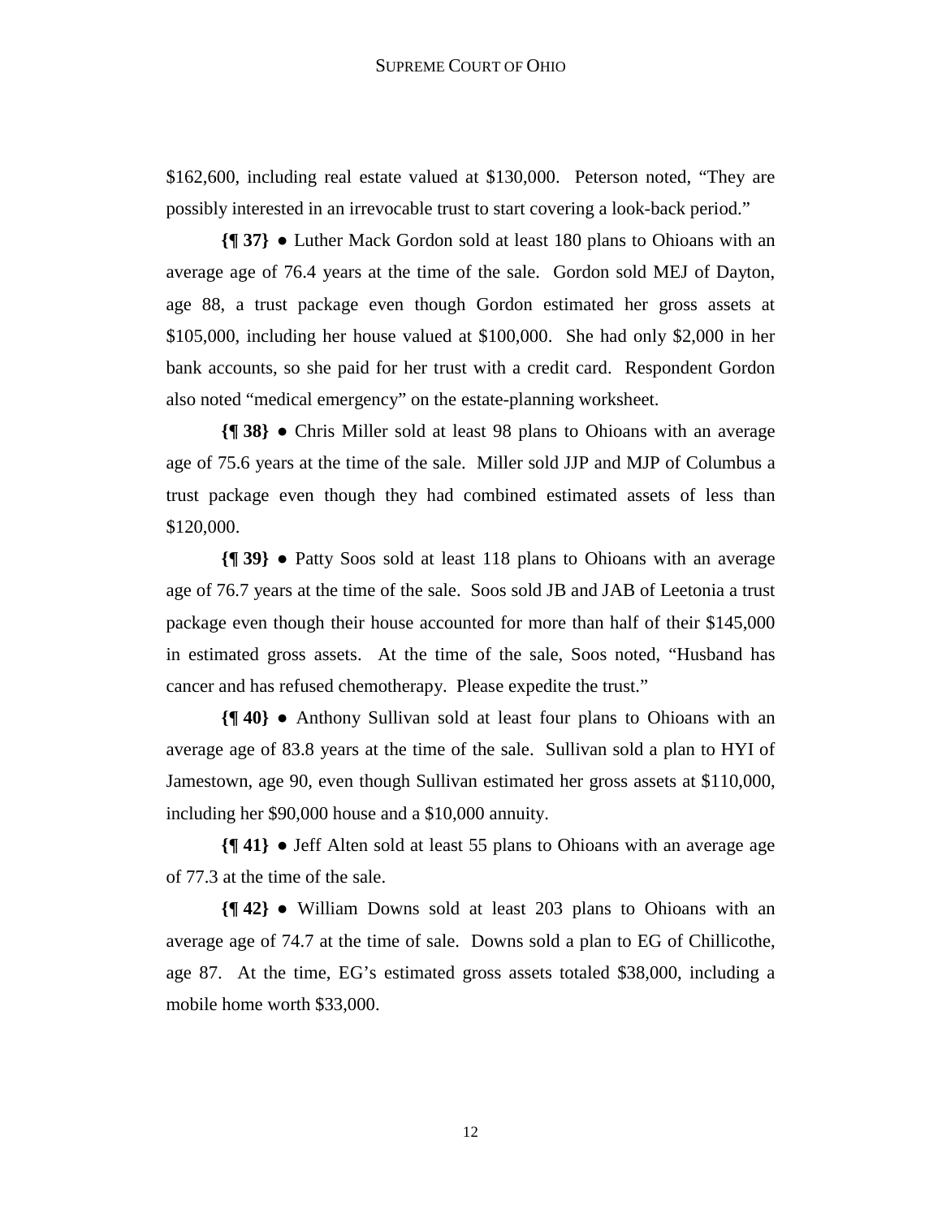$162,600, including real estate valued at $130,000. Peterson noted, "They are possibly interested in an irrevocable trust to start covering a look-back period."

**{¶ 37}** ● Luther Mack Gordon sold at least 180 plans to Ohioans with an average age of 76.4 years at the time of the sale. Gordon sold MEJ of Dayton, age 88, a trust package even though Gordon estimated her gross assets at $105,000, including her house valued at $100,000. She had only $2,000 in her bank accounts, so she paid for her trust with a credit card. Respondent Gordon also noted "medical emergency" on the estate-planning worksheet.

**{¶ 38}** ● Chris Miller sold at least 98 plans to Ohioans with an average age of 75.6 years at the time of the sale. Miller sold JJP and MJP of Columbus a trust package even though they had combined estimated assets of less than $120,000.

**{¶ 39}** ● Patty Soos sold at least 118 plans to Ohioans with an average age of 76.7 years at the time of the sale. Soos sold JB and JAB of Leetonia a trust package even though their house accounted for more than half of their $145,000 in estimated gross assets. At the time of the sale, Soos noted, "Husband has cancer and has refused chemotherapy. Please expedite the trust."

**{¶ 40}** ● Anthony Sullivan sold at least four plans to Ohioans with an average age of 83.8 years at the time of the sale. Sullivan sold a plan to HYI of Jamestown, age 90, even though Sullivan estimated her gross assets at $110,000, including her $90,000 house and a $10,000 annuity.

**{¶ 41}** ● Jeff Alten sold at least 55 plans to Ohioans with an average age of 77.3 at the time of the sale.

**{¶ 42}** ● William Downs sold at least 203 plans to Ohioans with an average age of 74.7 at the time of sale. Downs sold a plan to EG of Chillicothe, age 87. At the time, EG's estimated gross assets totaled $38,000, including a mobile home worth $33,000.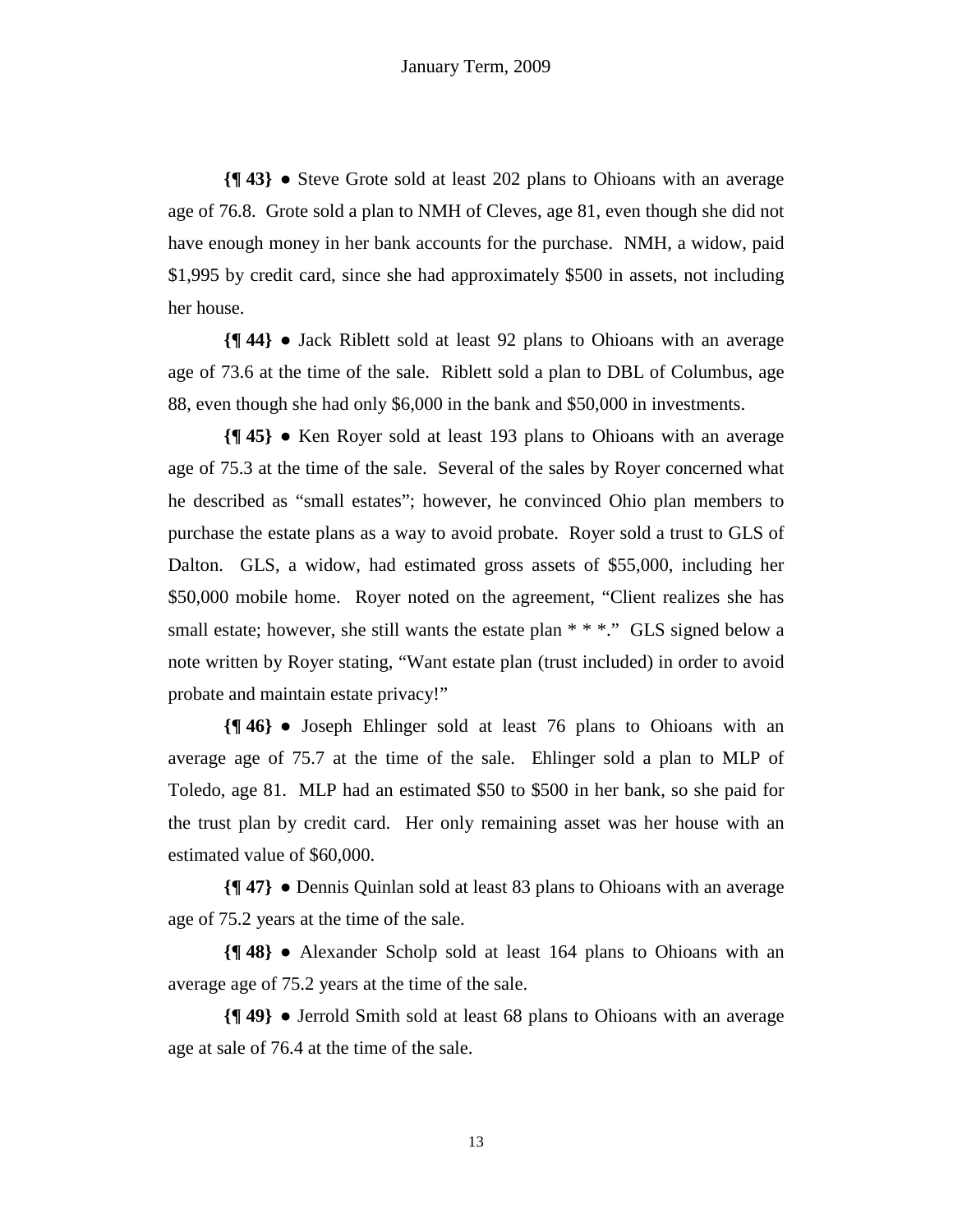**{¶ 43}** ● Steve Grote sold at least 202 plans to Ohioans with an average age of 76.8. Grote sold a plan to NMH of Cleves, age 81, even though she did not have enough money in her bank accounts for the purchase. NMH, a widow, paid $1,995 by credit card, since she had approximately $500 in assets, not including her house.

**{¶ 44}** ● Jack Riblett sold at least 92 plans to Ohioans with an average age of 73.6 at the time of the sale. Riblett sold a plan to DBL of Columbus, age 88, even though she had only $6,000 in the bank and $50,000 in investments.

**{¶ 45}** ● Ken Royer sold at least 193 plans to Ohioans with an average age of 75.3 at the time of the sale. Several of the sales by Royer concerned what he described as "small estates"; however, he convinced Ohio plan members to purchase the estate plans as a way to avoid probate. Royer sold a trust to GLS of Dalton. GLS, a widow, had estimated gross assets of $55,000, including her $50,000 mobile home. Royer noted on the agreement, "Client realizes she has small estate; however, she still wants the estate plan * * *." GLS signed below a note written by Royer stating, "Want estate plan (trust included) in order to avoid probate and maintain estate privacy!"

**{¶ 46}** ● Joseph Ehlinger sold at least 76 plans to Ohioans with an average age of 75.7 at the time of the sale. Ehlinger sold a plan to MLP of Toledo, age 81. MLP had an estimated $50 to $500 in her bank, so she paid for the trust plan by credit card. Her only remaining asset was her house with an estimated value of $60,000.

**{¶ 47}** ● Dennis Quinlan sold at least 83 plans to Ohioans with an average age of 75.2 years at the time of the sale.

**{¶ 48}** ● Alexander Scholp sold at least 164 plans to Ohioans with an average age of 75.2 years at the time of the sale.

**{¶ 49}** ● Jerrold Smith sold at least 68 plans to Ohioans with an average age at sale of 76.4 at the time of the sale.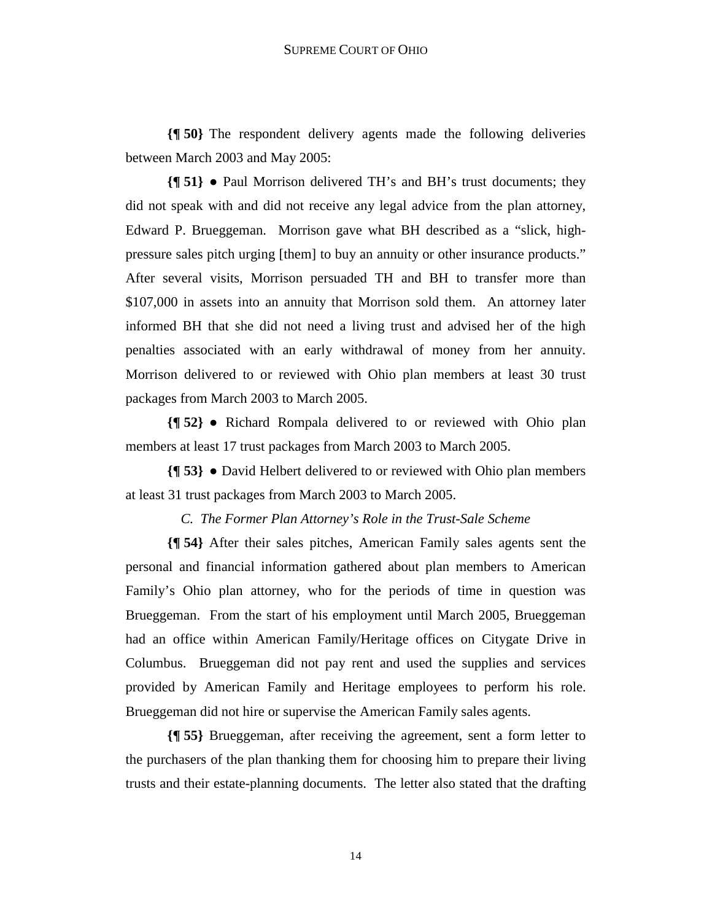**{¶ 50}** The respondent delivery agents made the following deliveries between March 2003 and May 2005:

**{¶ 51}** ● Paul Morrison delivered TH's and BH's trust documents; they did not speak with and did not receive any legal advice from the plan attorney, Edward P. Brueggeman. Morrison gave what BH described as a "slick, high-pressure sales pitch urging [them] to buy an annuity or other insurance products." After several visits, Morrison persuaded TH and BH to transfer more than $107,000 in assets into an annuity that Morrison sold them. An attorney later informed BH that she did not need a living trust and advised her of the high penalties associated with an early withdrawal of money from her annuity. Morrison delivered to or reviewed with Ohio plan members at least 30 trust packages from March 2003 to March 2005.

**{¶ 52}** ● Richard Rompala delivered to or reviewed with Ohio plan members at least 17 trust packages from March 2003 to March 2005.

**{¶ 53}** ● David Helbert delivered to or reviewed with Ohio plan members at least 31 trust packages from March 2003 to March 2005.

*C. The Former Plan Attorney's Role in the Trust-Sale Scheme*

**{¶ 54}** After their sales pitches, American Family sales agents sent the personal and financial information gathered about plan members to American Family's Ohio plan attorney, who for the periods of time in question was Brueggeman. From the start of his employment until March 2005, Brueggeman had an office within American Family/Heritage offices on Citygate Drive in Columbus. Brueggeman did not pay rent and used the supplies and services provided by American Family and Heritage employees to perform his role. Brueggeman did not hire or supervise the American Family sales agents.

**{¶ 55}** Brueggeman, after receiving the agreement, sent a form letter to the purchasers of the plan thanking them for choosing him to prepare their living trusts and their estate-planning documents. The letter also stated that the drafting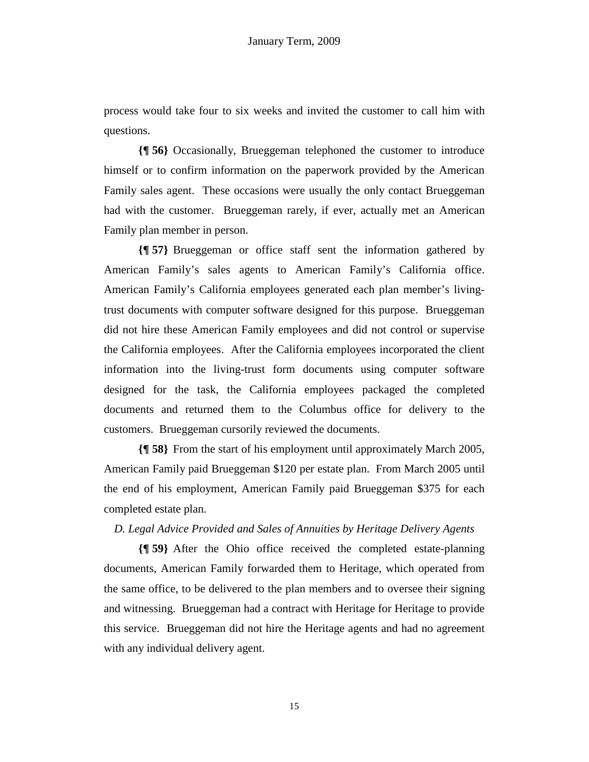process would take four to six weeks and invited the customer to call him with questions.

**{¶ 56}** Occasionally, Brueggeman telephoned the customer to introduce himself or to confirm information on the paperwork provided by the American Family sales agent. These occasions were usually the only contact Brueggeman had with the customer. Brueggeman rarely, if ever, actually met an American Family plan member in person.

**{¶ 57}** Brueggeman or office staff sent the information gathered by American Family's sales agents to American Family's California office. American Family's California employees generated each plan member's living-trust documents with computer software designed for this purpose. Brueggeman did not hire these American Family employees and did not control or supervise the California employees. After the California employees incorporated the client information into the living-trust form documents using computer software designed for the task, the California employees packaged the completed documents and returned them to the Columbus office for delivery to the customers. Brueggeman cursorily reviewed the documents.

**{¶ 58}** From the start of his employment until approximately March 2005, American Family paid Brueggeman \$120 per estate plan. From March 2005 until the end of his employment, American Family paid Brueggeman \$375 for each completed estate plan.

*D. Legal Advice Provided and Sales of Annuities by Heritage Delivery Agents*

**{¶ 59}** After the Ohio office received the completed estate-planning documents, American Family forwarded them to Heritage, which operated from the same office, to be delivered to the plan members and to oversee their signing and witnessing. Brueggeman had a contract with Heritage for Heritage to provide this service. Brueggeman did not hire the Heritage agents and had no agreement with any individual delivery agent.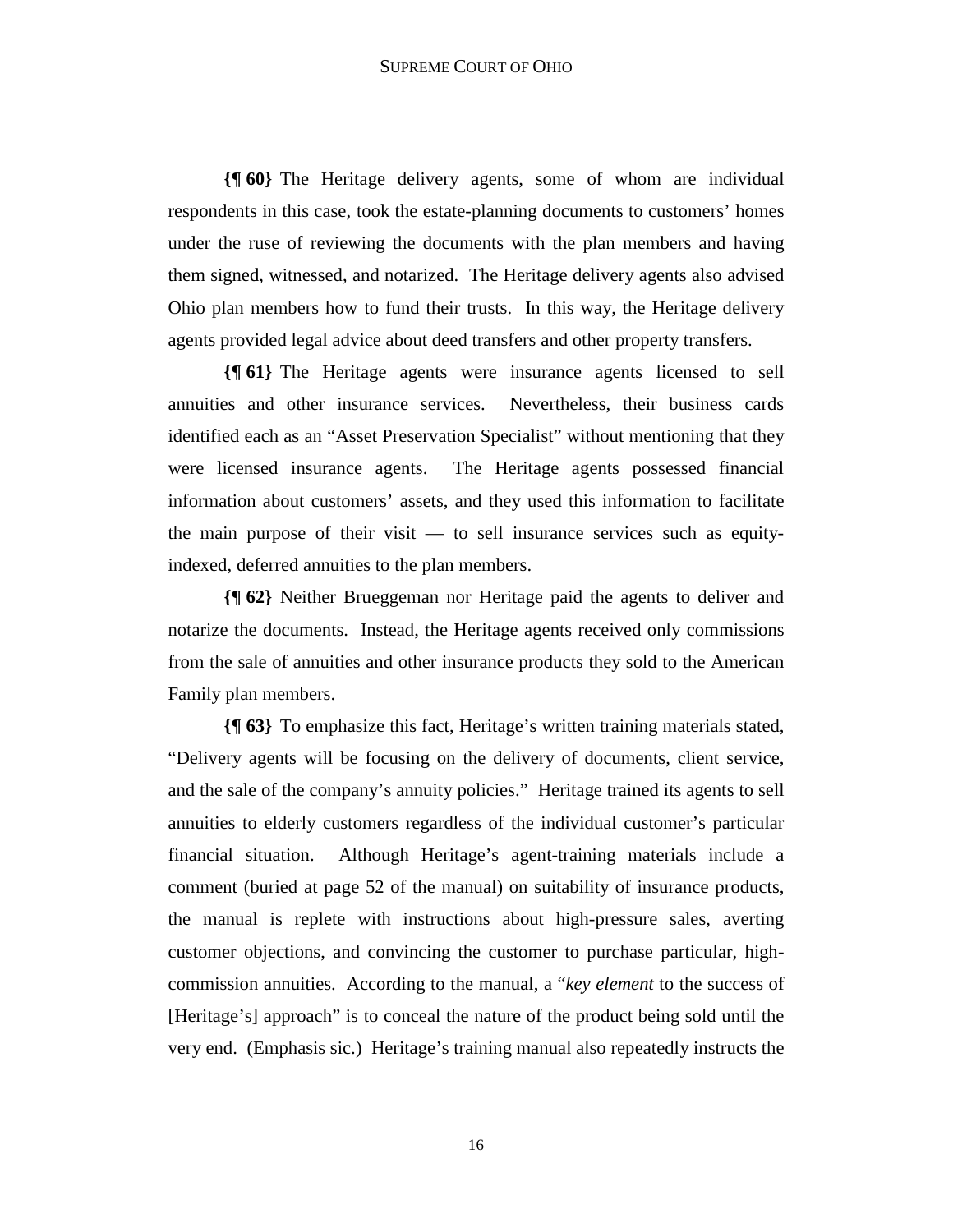**{¶ 60}** The Heritage delivery agents, some of whom are individual respondents in this case, took the estate-planning documents to customers' homes under the ruse of reviewing the documents with the plan members and having them signed, witnessed, and notarized. The Heritage delivery agents also advised Ohio plan members how to fund their trusts. In this way, the Heritage delivery agents provided legal advice about deed transfers and other property transfers.

**{¶ 61}** The Heritage agents were insurance agents licensed to sell annuities and other insurance services. Nevertheless, their business cards identified each as an "Asset Preservation Specialist" without mentioning that they were licensed insurance agents. The Heritage agents possessed financial information about customers' assets, and they used this information to facilitate the main purpose of their visit — to sell insurance services such as equity-indexed, deferred annuities to the plan members.

**{¶ 62}** Neither Brueggeman nor Heritage paid the agents to deliver and notarize the documents. Instead, the Heritage agents received only commissions from the sale of annuities and other insurance products they sold to the American Family plan members.

**{¶ 63}** To emphasize this fact, Heritage's written training materials stated, "Delivery agents will be focusing on the delivery of documents, client service, and the sale of the company's annuity policies." Heritage trained its agents to sell annuities to elderly customers regardless of the individual customer's particular financial situation. Although Heritage's agent-training materials include a comment (buried at page 52 of the manual) on suitability of insurance products, the manual is replete with instructions about high-pressure sales, averting customer objections, and convincing the customer to purchase particular, high-commission annuities. According to the manual, a "*key element* to the success of [Heritage's] approach" is to conceal the nature of the product being sold until the very end. (Emphasis sic.) Heritage's training manual also repeatedly instructs the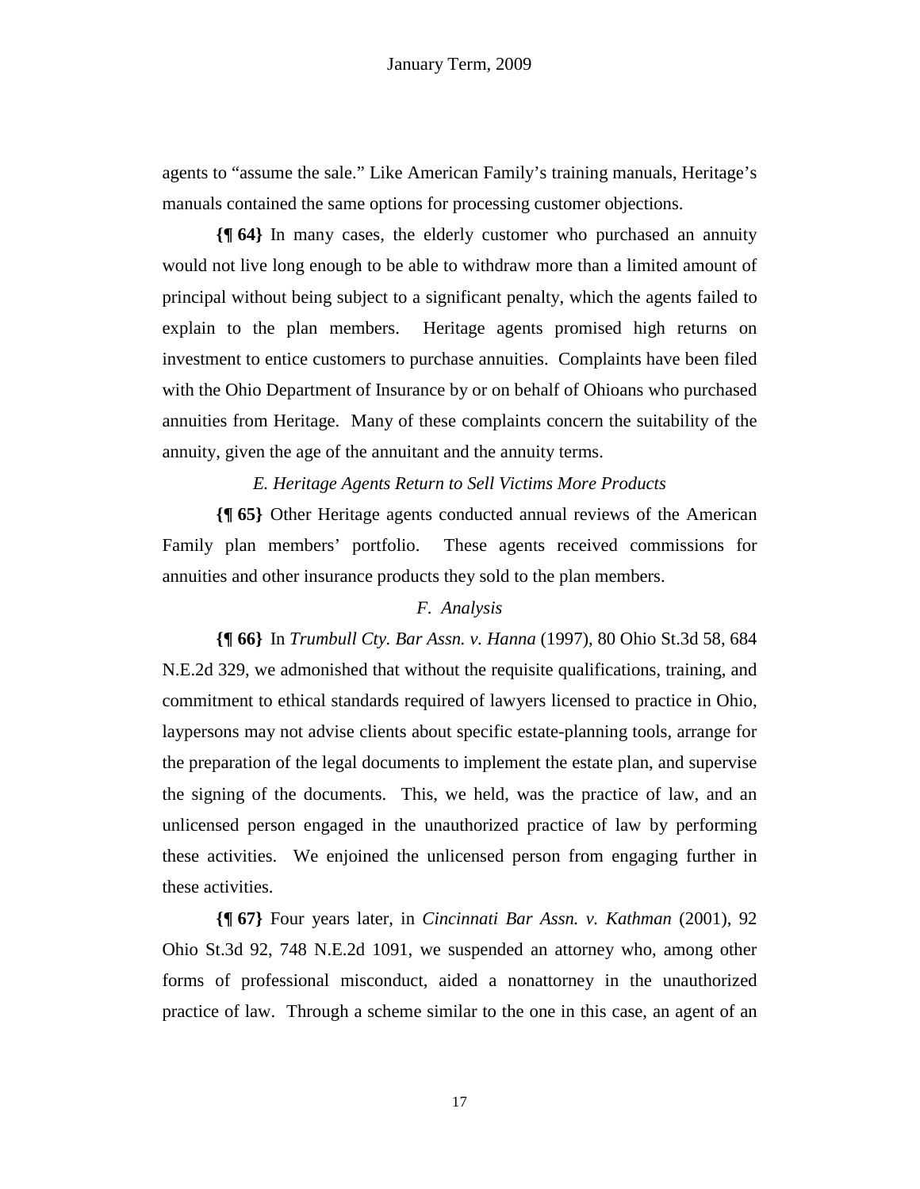agents to "assume the sale." Like American Family's training manuals, Heritage's manuals contained the same options for processing customer objections.

**{¶ 64}** In many cases, the elderly customer who purchased an annuity would not live long enough to be able to withdraw more than a limited amount of principal without being subject to a significant penalty, which the agents failed to explain to the plan members. Heritage agents promised high returns on investment to entice customers to purchase annuities. Complaints have been filed with the Ohio Department of Insurance by or on behalf of Ohioans who purchased annuities from Heritage. Many of these complaints concern the suitability of the annuity, given the age of the annuitant and the annuity terms.

*E. Heritage Agents Return to Sell Victims More Products*

**{¶ 65}** Other Heritage agents conducted annual reviews of the American Family plan members' portfolio. These agents received commissions for annuities and other insurance products they sold to the plan members.

*F. Analysis*

**{¶ 66}** In *Trumbull Cty. Bar Assn. v. Hanna* (1997), 80 Ohio St.3d 58, 684 N.E.2d 329, we admonished that without the requisite qualifications, training, and commitment to ethical standards required of lawyers licensed to practice in Ohio, laypersons may not advise clients about specific estate-planning tools, arrange for the preparation of the legal documents to implement the estate plan, and supervise the signing of the documents. This, we held, was the practice of law, and an unlicensed person engaged in the unauthorized practice of law by performing these activities. We enjoined the unlicensed person from engaging further in these activities.

**{¶ 67}** Four years later, in *Cincinnati Bar Assn. v. Kathman* (2001), 92 Ohio St.3d 92, 748 N.E.2d 1091, we suspended an attorney who, among other forms of professional misconduct, aided a nonattorney in the unauthorized practice of law. Through a scheme similar to the one in this case, an agent of an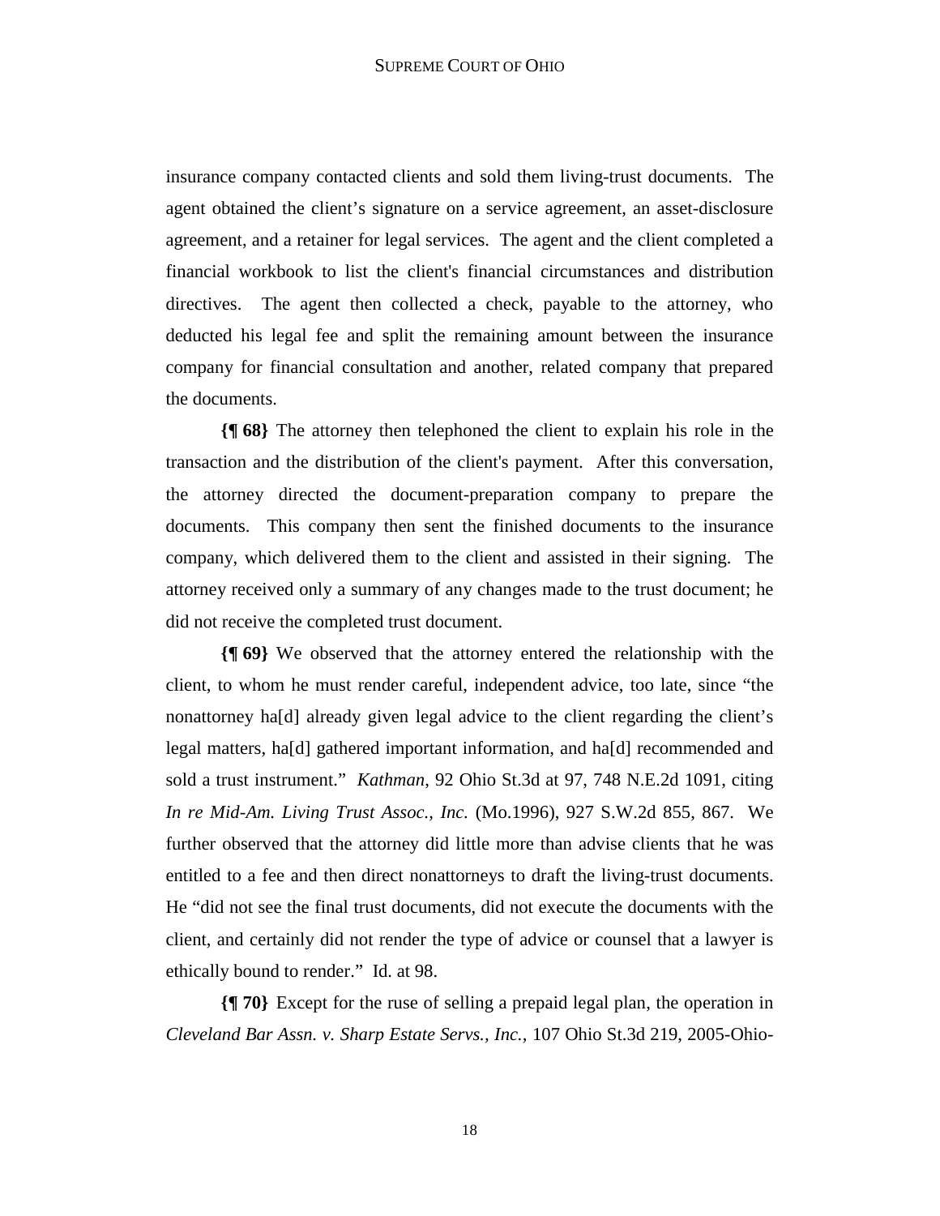insurance company contacted clients and sold them living-trust documents. The agent obtained the client's signature on a service agreement, an asset-disclosure agreement, and a retainer for legal services. The agent and the client completed a financial workbook to list the client's financial circumstances and distribution directives. The agent then collected a check, payable to the attorney, who deducted his legal fee and split the remaining amount between the insurance company for financial consultation and another, related company that prepared the documents.

**{¶ 68}** The attorney then telephoned the client to explain his role in the transaction and the distribution of the client's payment. After this conversation, the attorney directed the document-preparation company to prepare the documents. This company then sent the finished documents to the insurance company, which delivered them to the client and assisted in their signing. The attorney received only a summary of any changes made to the trust document; he did not receive the completed trust document.

**{¶ 69}** We observed that the attorney entered the relationship with the client, to whom he must render careful, independent advice, too late, since "the nonattorney ha[d] already given legal advice to the client regarding the client's legal matters, ha[d] gathered important information, and ha[d] recommended and sold a trust instrument." *Kathman*, 92 Ohio St.3d at 97, 748 N.E.2d 1091, citing *In re Mid-Am. Living Trust Assoc., Inc.* (Mo.1996), 927 S.W.2d 855, 867. We further observed that the attorney did little more than advise clients that he was entitled to a fee and then direct nonattorneys to draft the living-trust documents. He "did not see the final trust documents, did not execute the documents with the client, and certainly did not render the type of advice or counsel that a lawyer is ethically bound to render." Id. at 98.

**{¶ 70}** Except for the ruse of selling a prepaid legal plan, the operation in *Cleveland Bar Assn. v. Sharp Estate Servs., Inc.*, 107 Ohio St.3d 219, 2005-Ohio-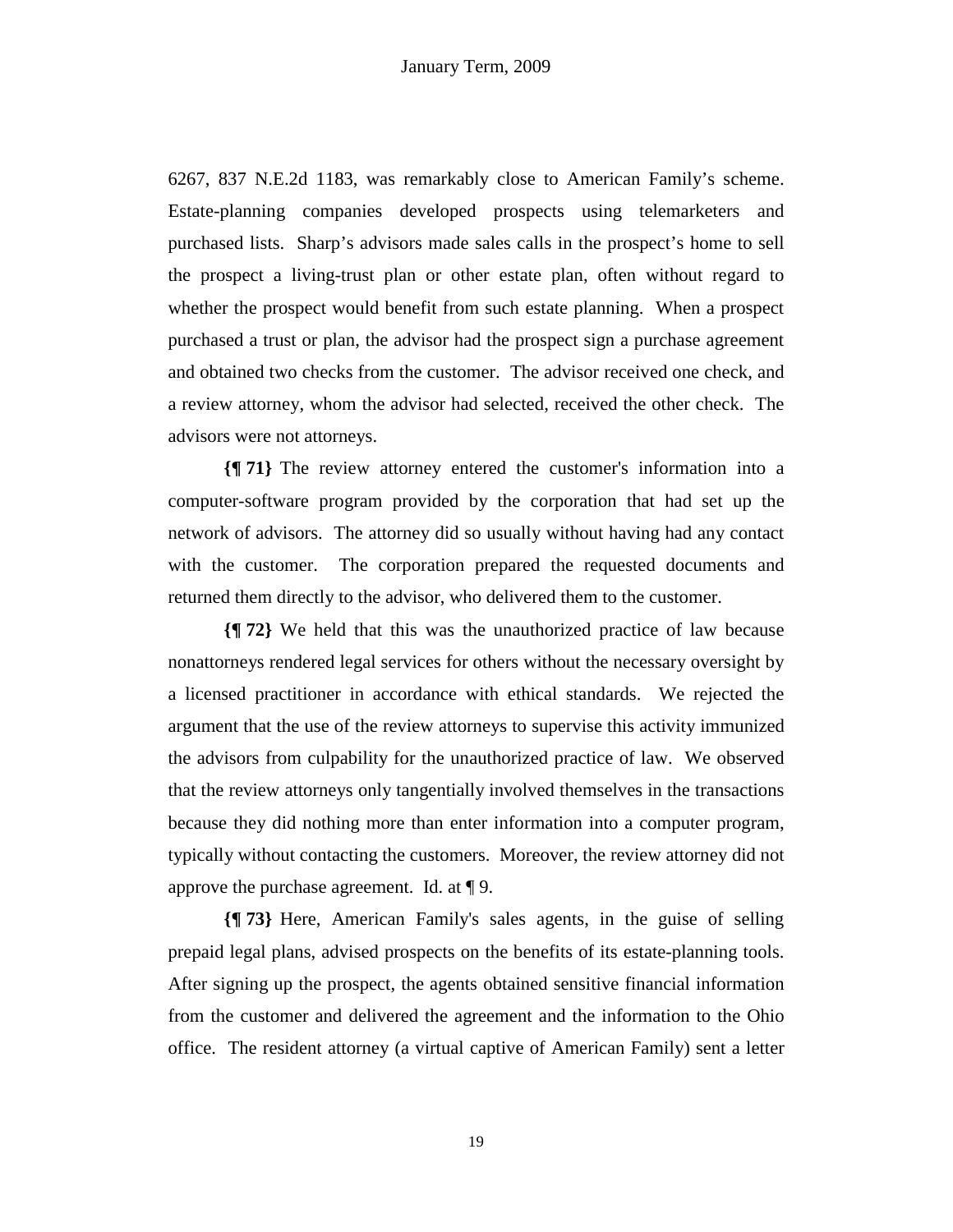6267, 837 N.E.2d 1183, was remarkably close to American Family's scheme. Estate-planning companies developed prospects using telemarketers and purchased lists. Sharp's advisors made sales calls in the prospect's home to sell the prospect a living-trust plan or other estate plan, often without regard to whether the prospect would benefit from such estate planning. When a prospect purchased a trust or plan, the advisor had the prospect sign a purchase agreement and obtained two checks from the customer. The advisor received one check, and a review attorney, whom the advisor had selected, received the other check. The advisors were not attorneys.

**{¶ 71}** The review attorney entered the customer's information into a computer-software program provided by the corporation that had set up the network of advisors. The attorney did so usually without having had any contact with the customer. The corporation prepared the requested documents and returned them directly to the advisor, who delivered them to the customer.

**{¶ 72}** We held that this was the unauthorized practice of law because nonattorneys rendered legal services for others without the necessary oversight by a licensed practitioner in accordance with ethical standards. We rejected the argument that the use of the review attorneys to supervise this activity immunized the advisors from culpability for the unauthorized practice of law. We observed that the review attorneys only tangentially involved themselves in the transactions because they did nothing more than enter information into a computer program, typically without contacting the customers. Moreover, the review attorney did not approve the purchase agreement. Id. at ¶ 9.

**{¶ 73}** Here, American Family's sales agents, in the guise of selling prepaid legal plans, advised prospects on the benefits of its estate-planning tools. After signing up the prospect, the agents obtained sensitive financial information from the customer and delivered the agreement and the information to the Ohio office. The resident attorney (a virtual captive of American Family) sent a letter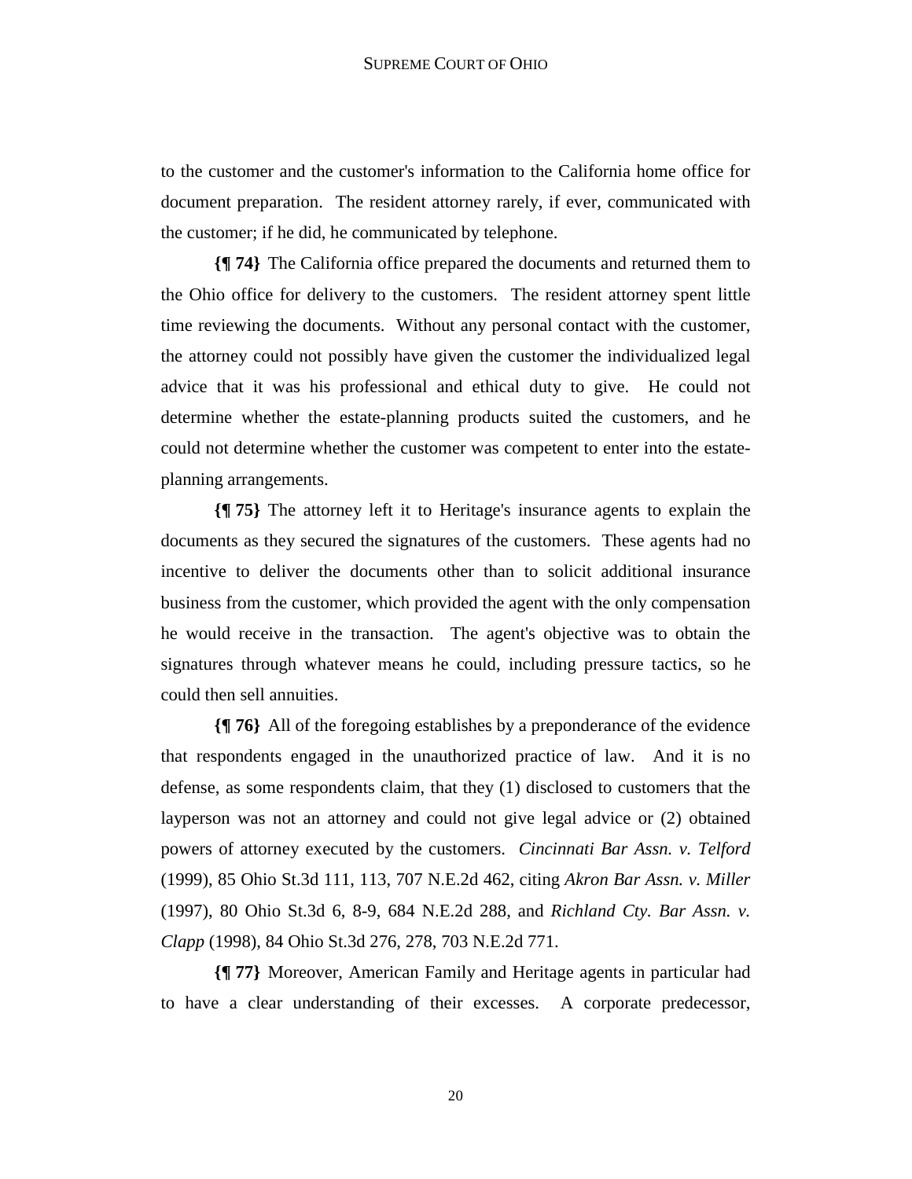to the customer and the customer's information to the California home office for document preparation. The resident attorney rarely, if ever, communicated with the customer; if he did, he communicated by telephone.

**{¶ 74}** The California office prepared the documents and returned them to the Ohio office for delivery to the customers. The resident attorney spent little time reviewing the documents. Without any personal contact with the customer, the attorney could not possibly have given the customer the individualized legal advice that it was his professional and ethical duty to give. He could not determine whether the estate-planning products suited the customers, and he could not determine whether the customer was competent to enter into the estate-planning arrangements.

**{¶ 75}** The attorney left it to Heritage's insurance agents to explain the documents as they secured the signatures of the customers. These agents had no incentive to deliver the documents other than to solicit additional insurance business from the customer, which provided the agent with the only compensation he would receive in the transaction. The agent's objective was to obtain the signatures through whatever means he could, including pressure tactics, so he could then sell annuities.

**{¶ 76}** All of the foregoing establishes by a preponderance of the evidence that respondents engaged in the unauthorized practice of law. And it is no defense, as some respondents claim, that they (1) disclosed to customers that the layperson was not an attorney and could not give legal advice or (2) obtained powers of attorney executed by the customers. *Cincinnati Bar Assn. v. Telford* (1999), 85 Ohio St.3d 111, 113, 707 N.E.2d 462, citing *Akron Bar Assn. v. Miller* (1997), 80 Ohio St.3d 6, 8-9, 684 N.E.2d 288, and *Richland Cty. Bar Assn. v. Clapp* (1998), 84 Ohio St.3d 276, 278, 703 N.E.2d 771.

**{¶ 77}** Moreover, American Family and Heritage agents in particular had to have a clear understanding of their excesses. A corporate predecessor,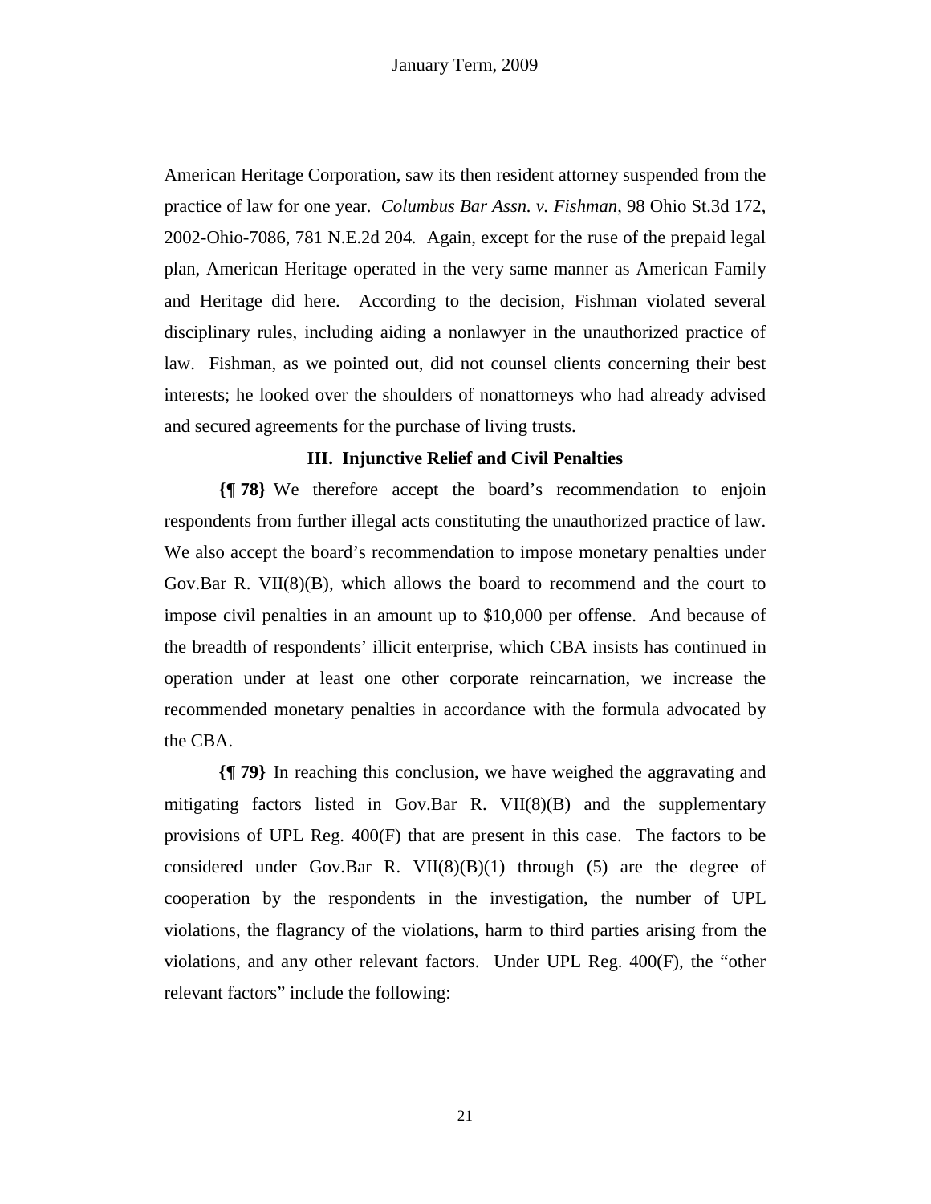American Heritage Corporation, saw its then resident attorney suspended from the practice of law for one year. *Columbus Bar Assn. v. Fishman*, 98 Ohio St.3d 172, 2002-Ohio-7086, 781 N.E.2d 204. Again, except for the ruse of the prepaid legal plan, American Heritage operated in the very same manner as American Family and Heritage did here. According to the decision, Fishman violated several disciplinary rules, including aiding a nonlawyer in the unauthorized practice of law. Fishman, as we pointed out, did not counsel clients concerning their best interests; he looked over the shoulders of nonattorneys who had already advised and secured agreements for the purchase of living trusts.

### III. Injunctive Relief and Civil Penalties

**{¶ 78}** We therefore accept the board's recommendation to enjoin respondents from further illegal acts constituting the unauthorized practice of law. We also accept the board's recommendation to impose monetary penalties under Gov.Bar R. VII(8)(B), which allows the board to recommend and the court to impose civil penalties in an amount up to $10,000 per offense. And because of the breadth of respondents' illicit enterprise, which CBA insists has continued in operation under at least one other corporate reincarnation, we increase the recommended monetary penalties in accordance with the formula advocated by the CBA.

**{¶ 79}** In reaching this conclusion, we have weighed the aggravating and mitigating factors listed in Gov.Bar R. VII(8)(B) and the supplementary provisions of UPL Reg. 400(F) that are present in this case. The factors to be considered under Gov.Bar R. VII(8)(B)(1) through (5) are the degree of cooperation by the respondents in the investigation, the number of UPL violations, the flagrancy of the violations, harm to third parties arising from the violations, and any other relevant factors. Under UPL Reg. 400(F), the "other relevant factors" include the following: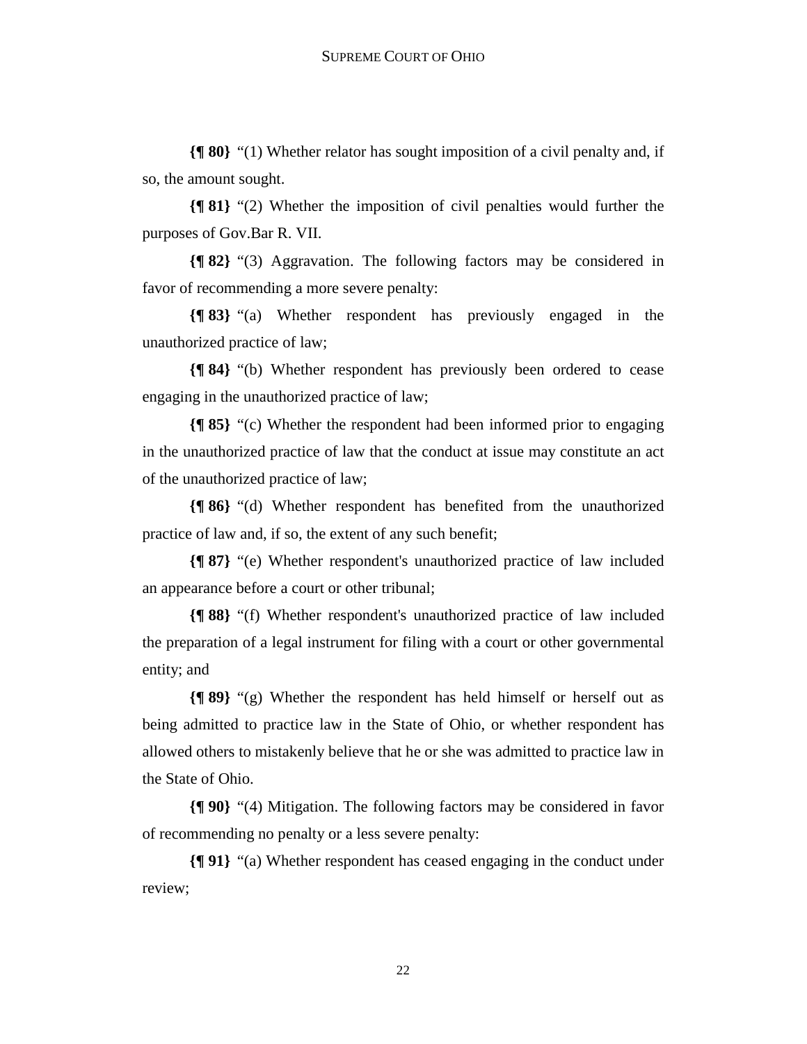**{¶ 80}** "(1) Whether relator has sought imposition of a civil penalty and, if so, the amount sought.

**{¶ 81}** "(2) Whether the imposition of civil penalties would further the purposes of Gov.Bar R. VII.

**{¶ 82}** "(3) Aggravation. The following factors may be considered in favor of recommending a more severe penalty:

**{¶ 83}** "(a) Whether respondent has previously engaged in the unauthorized practice of law;

**{¶ 84}** "(b) Whether respondent has previously been ordered to cease engaging in the unauthorized practice of law;

**{¶ 85}** "(c) Whether the respondent had been informed prior to engaging in the unauthorized practice of law that the conduct at issue may constitute an act of the unauthorized practice of law;

**{¶ 86}** "(d) Whether respondent has benefited from the unauthorized practice of law and, if so, the extent of any such benefit;

**{¶ 87}** "(e) Whether respondent's unauthorized practice of law included an appearance before a court or other tribunal;

**{¶ 88}** "(f) Whether respondent's unauthorized practice of law included the preparation of a legal instrument for filing with a court or other governmental entity; and

**{¶ 89}** "(g) Whether the respondent has held himself or herself out as being admitted to practice law in the State of Ohio, or whether respondent has allowed others to mistakenly believe that he or she was admitted to practice law in the State of Ohio.

**{¶ 90}** "(4) Mitigation. The following factors may be considered in favor of recommending no penalty or a less severe penalty:

**{¶ 91}** "(a) Whether respondent has ceased engaging in the conduct under review;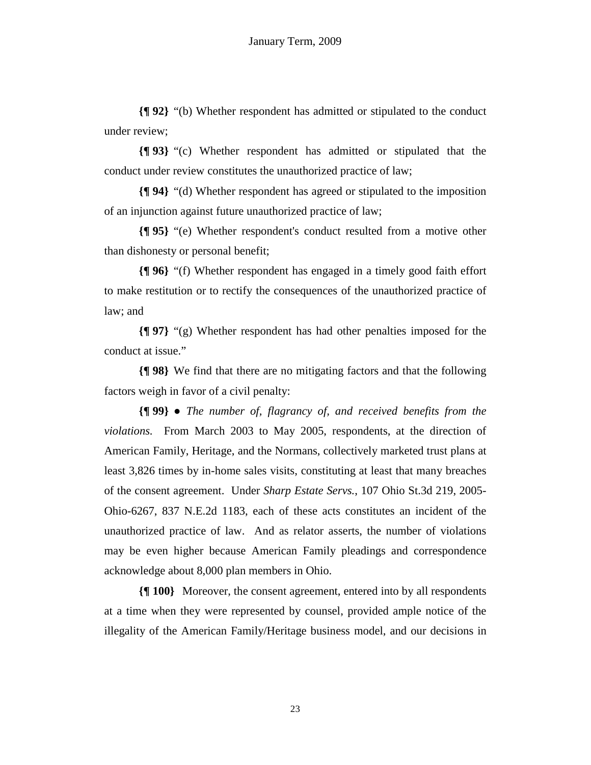**{¶ 92}** "(b) Whether respondent has admitted or stipulated to the conduct under review;

**{¶ 93}** "(c) Whether respondent has admitted or stipulated that the conduct under review constitutes the unauthorized practice of law;

**{¶ 94}** "(d) Whether respondent has agreed or stipulated to the imposition of an injunction against future unauthorized practice of law;

**{¶ 95}** "(e) Whether respondent's conduct resulted from a motive other than dishonesty or personal benefit;

**{¶ 96}** "(f) Whether respondent has engaged in a timely good faith effort to make restitution or to rectify the consequences of the unauthorized practice of law; and

**{¶ 97}** "(g) Whether respondent has had other penalties imposed for the conduct at issue."

**{¶ 98}** We find that there are no mitigating factors and that the following factors weigh in favor of a civil penalty:

**{¶ 99}** ● *The number of, flagrancy of, and received benefits from the violations.* From March 2003 to May 2005, respondents, at the direction of American Family, Heritage, and the Normans, collectively marketed trust plans at least 3,826 times by in-home sales visits, constituting at least that many breaches of the consent agreement. Under *Sharp Estate Servs.*, 107 Ohio St.3d 219, 2005-Ohio-6267, 837 N.E.2d 1183, each of these acts constitutes an incident of the unauthorized practice of law. And as relator asserts, the number of violations may be even higher because American Family pleadings and correspondence acknowledge about 8,000 plan members in Ohio.

**{¶ 100}** Moreover, the consent agreement, entered into by all respondents at a time when they were represented by counsel, provided ample notice of the illegality of the American Family/Heritage business model, and our decisions in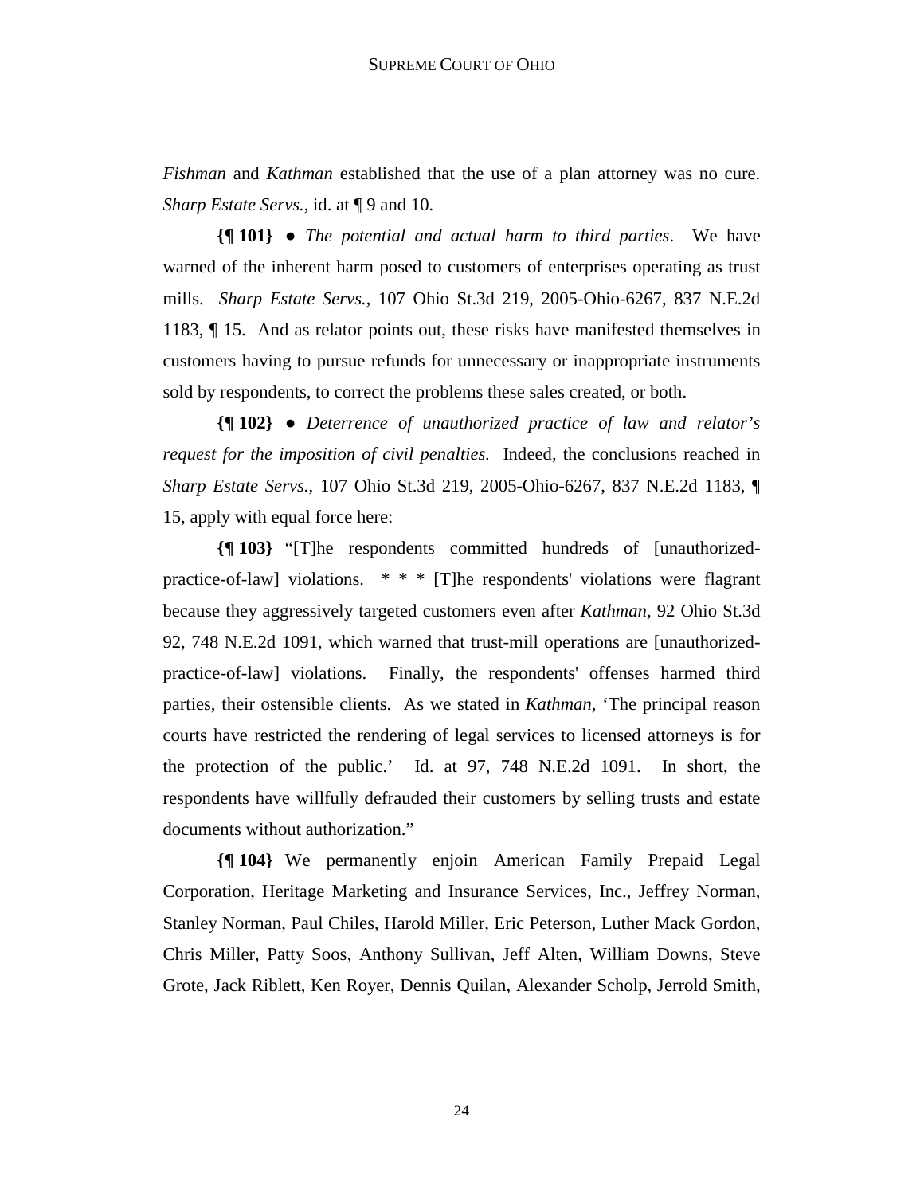*Fishman* and *Kathman* established that the use of a plan attorney was no cure. *Sharp Estate Servs.*, id. at ¶ 9 and 10.

**{¶ 101}** ● *The potential and actual harm to third parties*. We have warned of the inherent harm posed to customers of enterprises operating as trust mills. *Sharp Estate Servs.*, 107 Ohio St.3d 219, 2005-Ohio-6267, 837 N.E.2d 1183, ¶ 15. And as relator points out, these risks have manifested themselves in customers having to pursue refunds for unnecessary or inappropriate instruments sold by respondents, to correct the problems these sales created, or both.

**{¶ 102}** ● *Deterrence of unauthorized practice of law and relator's request for the imposition of civil penalties.* Indeed, the conclusions reached in *Sharp Estate Servs.*, 107 Ohio St.3d 219, 2005-Ohio-6267, 837 N.E.2d 1183, ¶ 15, apply with equal force here:

**{¶ 103}** "[T]he respondents committed hundreds of [unauthorized-practice-of-law] violations. * * * [T]he respondents' violations were flagrant because they aggressively targeted customers even after *Kathman*, 92 Ohio St.3d 92, 748 N.E.2d 1091, which warned that trust-mill operations are [unauthorized-practice-of-law] violations. Finally, the respondents' offenses harmed third parties, their ostensible clients. As we stated in *Kathman*, 'The principal reason courts have restricted the rendering of legal services to licensed attorneys is for the protection of the public.' Id. at 97, 748 N.E.2d 1091. In short, the respondents have willfully defrauded their customers by selling trusts and estate documents without authorization."

**{¶ 104}** We permanently enjoin American Family Prepaid Legal Corporation, Heritage Marketing and Insurance Services, Inc., Jeffrey Norman, Stanley Norman, Paul Chiles, Harold Miller, Eric Peterson, Luther Mack Gordon, Chris Miller, Patty Soos, Anthony Sullivan, Jeff Alten, William Downs, Steve Grote, Jack Riblett, Ken Royer, Dennis Quilan, Alexander Scholp, Jerrold Smith,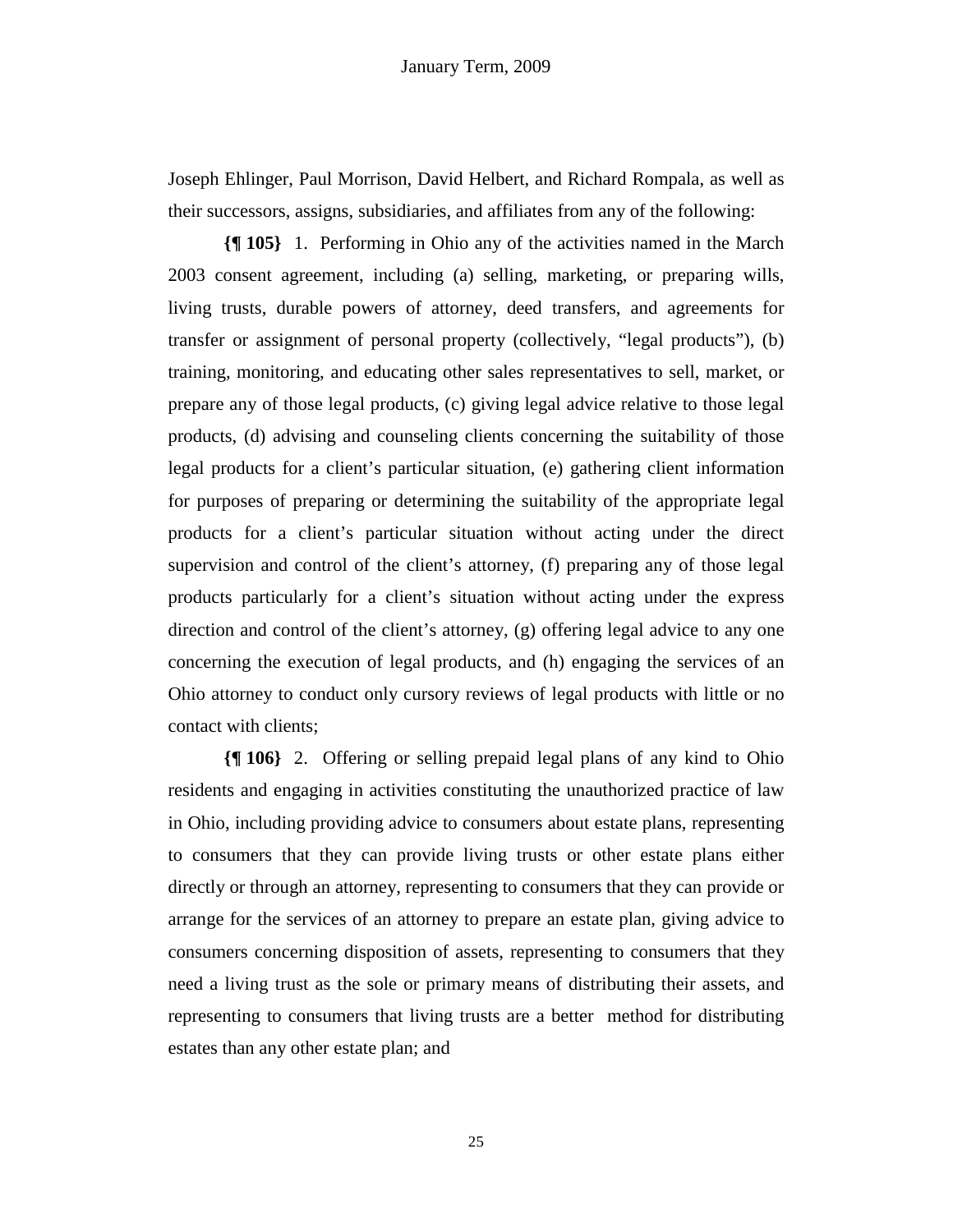Joseph Ehlinger, Paul Morrison, David Helbert, and Richard Rompala, as well as their successors, assigns, subsidiaries, and affiliates from any of the following:

**{¶ 105}** 1. Performing in Ohio any of the activities named in the March 2003 consent agreement, including (a) selling, marketing, or preparing wills, living trusts, durable powers of attorney, deed transfers, and agreements for transfer or assignment of personal property (collectively, "legal products"), (b) training, monitoring, and educating other sales representatives to sell, market, or prepare any of those legal products, (c) giving legal advice relative to those legal products, (d) advising and counseling clients concerning the suitability of those legal products for a client's particular situation, (e) gathering client information for purposes of preparing or determining the suitability of the appropriate legal products for a client's particular situation without acting under the direct supervision and control of the client's attorney, (f) preparing any of those legal products particularly for a client's situation without acting under the express direction and control of the client's attorney, (g) offering legal advice to any one concerning the execution of legal products, and (h) engaging the services of an Ohio attorney to conduct only cursory reviews of legal products with little or no contact with clients;

**{¶ 106}** 2. Offering or selling prepaid legal plans of any kind to Ohio residents and engaging in activities constituting the unauthorized practice of law in Ohio, including providing advice to consumers about estate plans, representing to consumers that they can provide living trusts or other estate plans either directly or through an attorney, representing to consumers that they can provide or arrange for the services of an attorney to prepare an estate plan, giving advice to consumers concerning disposition of assets, representing to consumers that they need a living trust as the sole or primary means of distributing their assets, and representing to consumers that living trusts are a better method for distributing estates than any other estate plan; and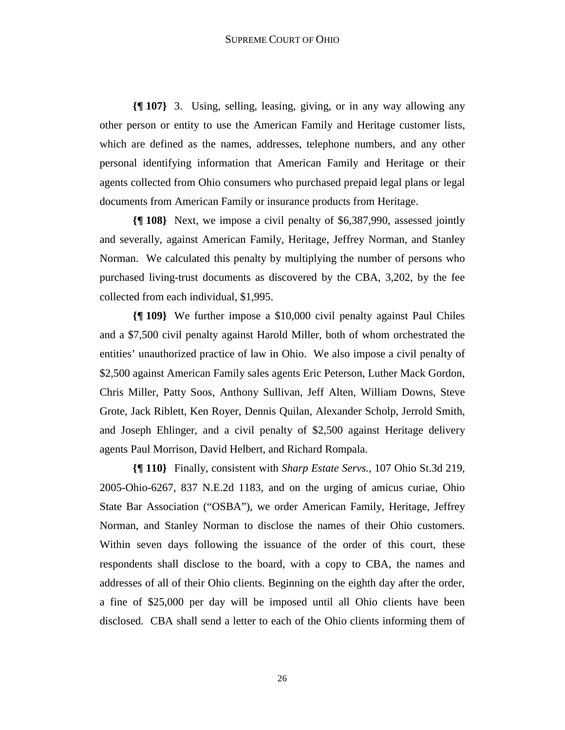**{¶ 107}** 3. Using, selling, leasing, giving, or in any way allowing any other person or entity to use the American Family and Heritage customer lists, which are defined as the names, addresses, telephone numbers, and any other personal identifying information that American Family and Heritage or their agents collected from Ohio consumers who purchased prepaid legal plans or legal documents from American Family or insurance products from Heritage.

**{¶ 108}** Next, we impose a civil penalty of $6,387,990, assessed jointly and severally, against American Family, Heritage, Jeffrey Norman, and Stanley Norman. We calculated this penalty by multiplying the number of persons who purchased living-trust documents as discovered by the CBA, 3,202, by the fee collected from each individual, $1,995.

**{¶ 109}** We further impose a $10,000 civil penalty against Paul Chiles and a $7,500 civil penalty against Harold Miller, both of whom orchestrated the entities' unauthorized practice of law in Ohio. We also impose a civil penalty of $2,500 against American Family sales agents Eric Peterson, Luther Mack Gordon, Chris Miller, Patty Soos, Anthony Sullivan, Jeff Alten, William Downs, Steve Grote, Jack Riblett, Ken Royer, Dennis Quilan, Alexander Scholp, Jerrold Smith, and Joseph Ehlinger, and a civil penalty of $2,500 against Heritage delivery agents Paul Morrison, David Helbert, and Richard Rompala.

**{¶ 110}** Finally, consistent with *Sharp Estate Servs.*, 107 Ohio St.3d 219, 2005-Ohio-6267, 837 N.E.2d 1183, and on the urging of amicus curiae, Ohio State Bar Association ("OSBA"), we order American Family, Heritage, Jeffrey Norman, and Stanley Norman to disclose the names of their Ohio customers. Within seven days following the issuance of the order of this court, these respondents shall disclose to the board, with a copy to CBA, the names and addresses of all of their Ohio clients. Beginning on the eighth day after the order, a fine of $25,000 per day will be imposed until all Ohio clients have been disclosed. CBA shall send a letter to each of the Ohio clients informing them of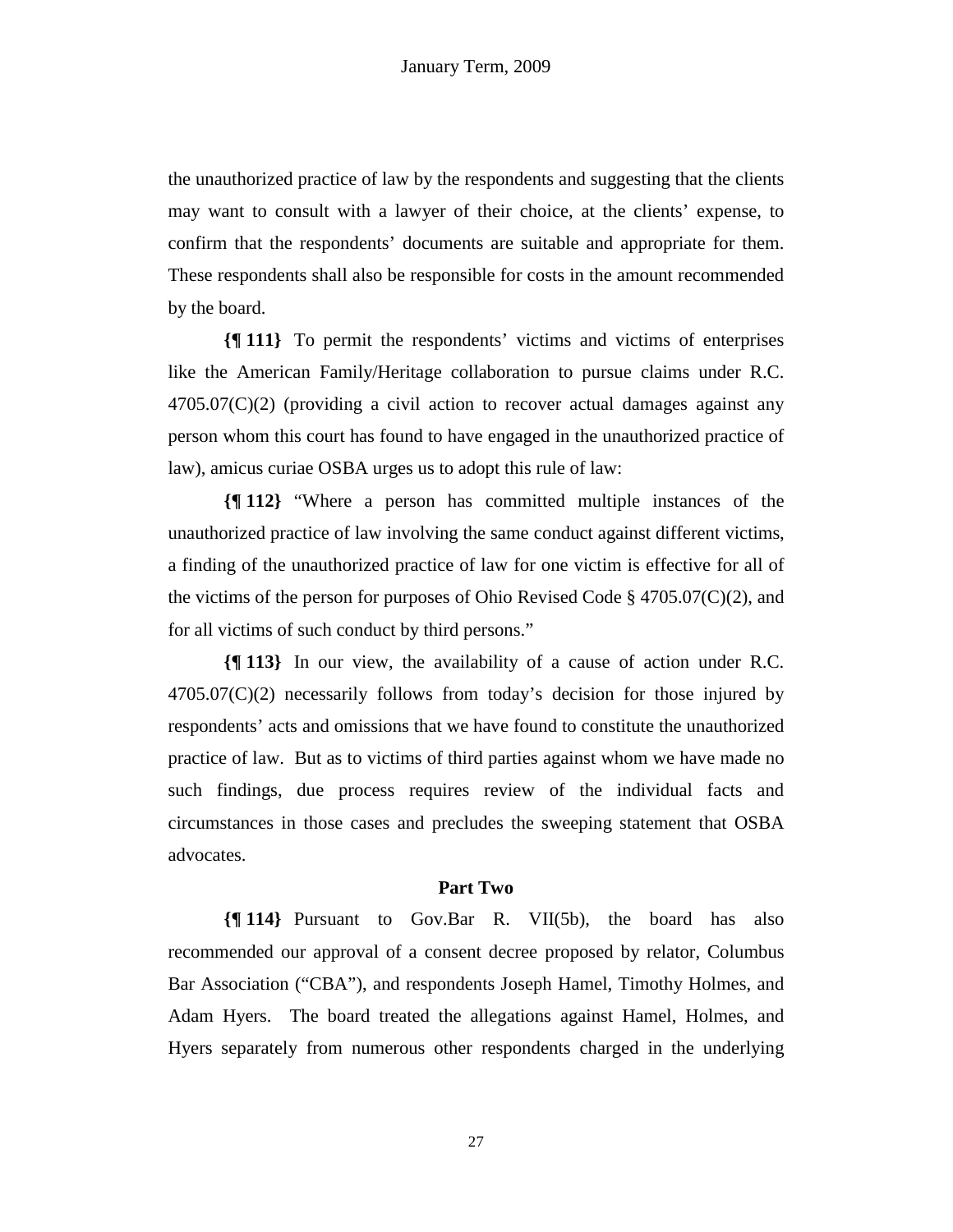the unauthorized practice of law by the respondents and suggesting that the clients may want to consult with a lawyer of their choice, at the clients' expense, to confirm that the respondents' documents are suitable and appropriate for them. These respondents shall also be responsible for costs in the amount recommended by the board.

**{¶ 111}** To permit the respondents' victims and victims of enterprises like the American Family/Heritage collaboration to pursue claims under R.C. 4705.07(C)(2) (providing a civil action to recover actual damages against any person whom this court has found to have engaged in the unauthorized practice of law), amicus curiae OSBA urges us to adopt this rule of law:

**{¶ 112}** "Where a person has committed multiple instances of the unauthorized practice of law involving the same conduct against different victims, a finding of the unauthorized practice of law for one victim is effective for all of the victims of the person for purposes of Ohio Revised Code § 4705.07(C)(2), and for all victims of such conduct by third persons."

**{¶ 113}** In our view, the availability of a cause of action under R.C. 4705.07(C)(2) necessarily follows from today's decision for those injured by respondents' acts and omissions that we have found to constitute the unauthorized practice of law. But as to victims of third parties against whom we have made no such findings, due process requires review of the individual facts and circumstances in those cases and precludes the sweeping statement that OSBA advocates.

## Part Two

**{¶ 114}** Pursuant to Gov.Bar R. VII(5b), the board has also recommended our approval of a consent decree proposed by relator, Columbus Bar Association ("CBA"), and respondents Joseph Hamel, Timothy Holmes, and Adam Hyers. The board treated the allegations against Hamel, Holmes, and Hyers separately from numerous other respondents charged in the underlying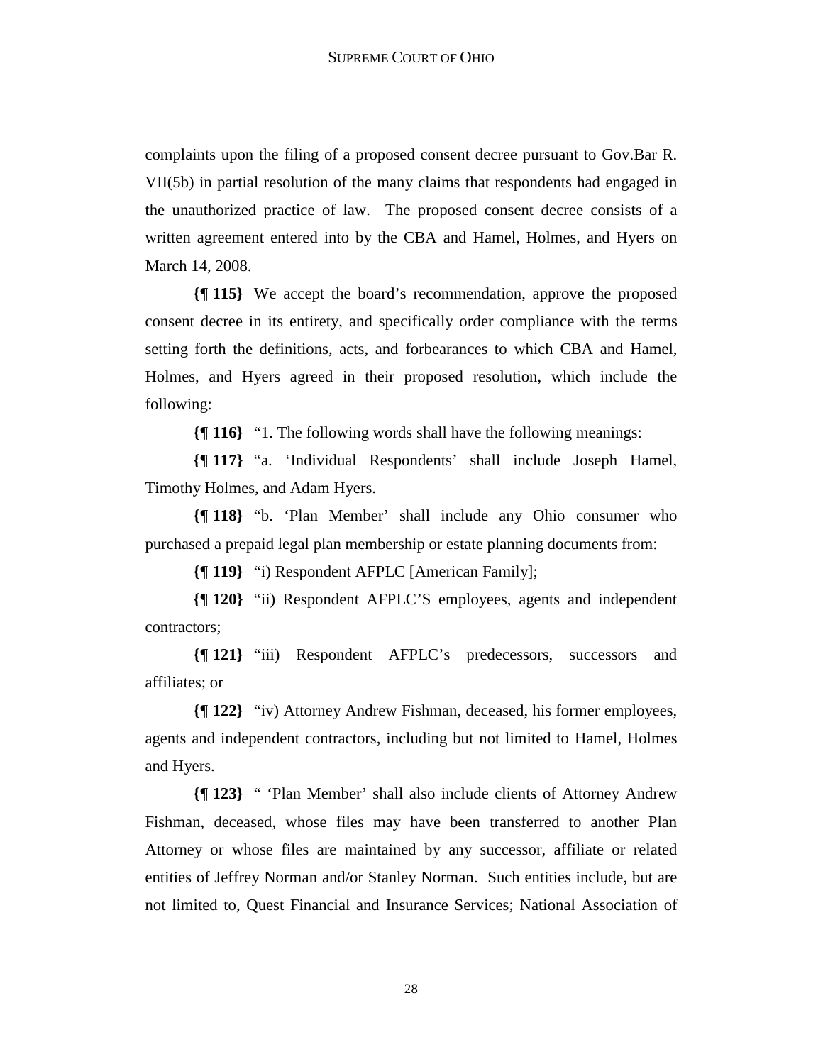complaints upon the filing of a proposed consent decree pursuant to Gov.Bar R. VII(5b) in partial resolution of the many claims that respondents had engaged in the unauthorized practice of law. The proposed consent decree consists of a written agreement entered into by the CBA and Hamel, Holmes, and Hyers on March 14, 2008.

**{¶ 115}** We accept the board's recommendation, approve the proposed consent decree in its entirety, and specifically order compliance with the terms setting forth the definitions, acts, and forbearances to which CBA and Hamel, Holmes, and Hyers agreed in their proposed resolution, which include the following:

**{¶ 116}** "1. The following words shall have the following meanings:

**{¶ 117}** "a. 'Individual Respondents' shall include Joseph Hamel, Timothy Holmes, and Adam Hyers.

**{¶ 118}** "b. 'Plan Member' shall include any Ohio consumer who purchased a prepaid legal plan membership or estate planning documents from:

**{¶ 119}** "i) Respondent AFPLC [American Family];

**{¶ 120}** "ii) Respondent AFPLC'S employees, agents and independent contractors;

**{¶ 121}** "iii) Respondent AFPLC's predecessors, successors and affiliates; or

**{¶ 122}** "iv) Attorney Andrew Fishman, deceased, his former employees, agents and independent contractors, including but not limited to Hamel, Holmes and Hyers.

**{¶ 123}** " 'Plan Member' shall also include clients of Attorney Andrew Fishman, deceased, whose files may have been transferred to another Plan Attorney or whose files are maintained by any successor, affiliate or related entities of Jeffrey Norman and/or Stanley Norman. Such entities include, but are not limited to, Quest Financial and Insurance Services; National Association of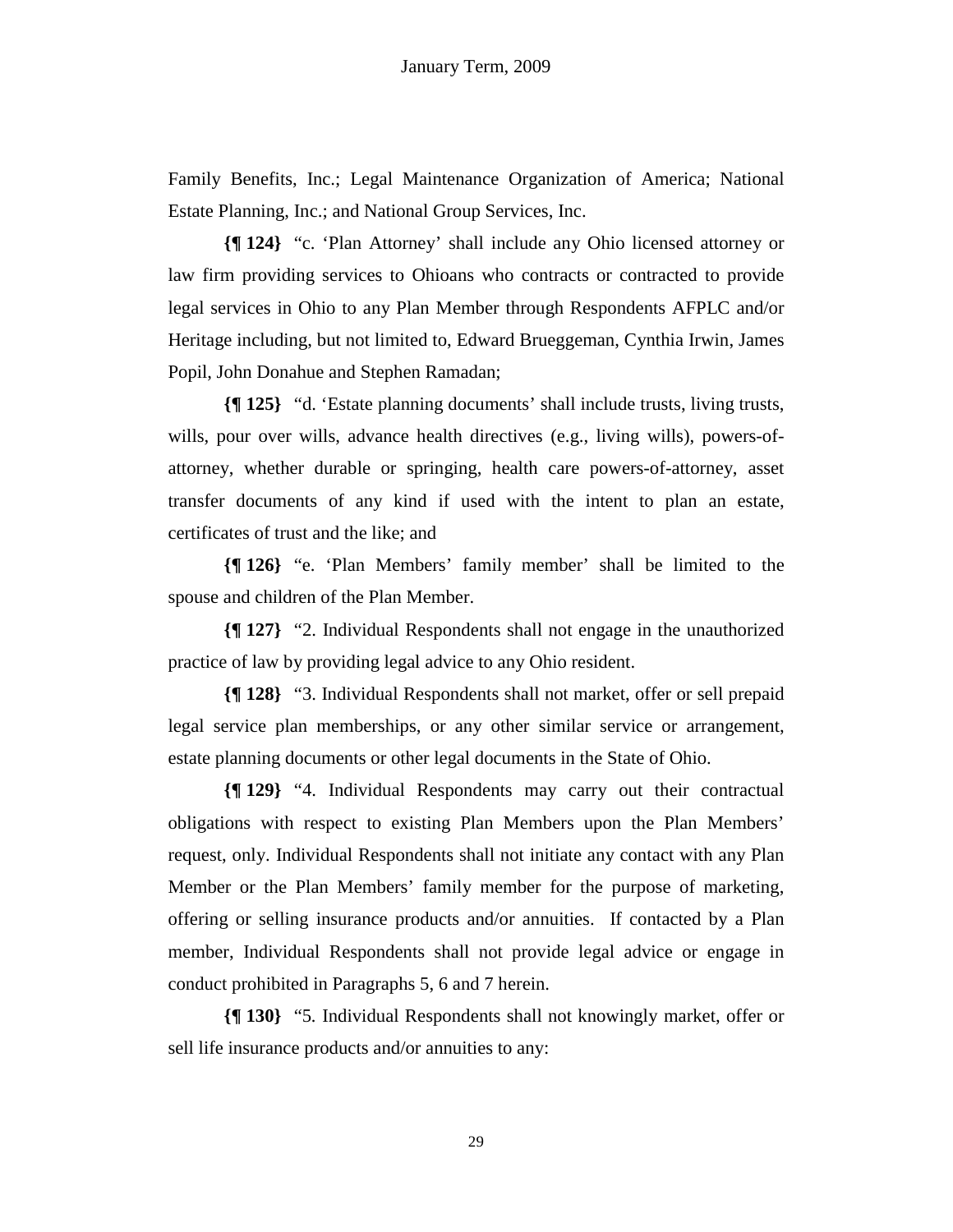Family Benefits, Inc.; Legal Maintenance Organization of America; National Estate Planning, Inc.; and National Group Services, Inc.

**{¶ 124}** "c. 'Plan Attorney' shall include any Ohio licensed attorney or law firm providing services to Ohioans who contracts or contracted to provide legal services in Ohio to any Plan Member through Respondents AFPLC and/or Heritage including, but not limited to, Edward Brueggeman, Cynthia Irwin, James Popil, John Donahue and Stephen Ramadan;

**{¶ 125}** "d. 'Estate planning documents' shall include trusts, living trusts, wills, pour over wills, advance health directives (e.g., living wills), powers-of-attorney, whether durable or springing, health care powers-of-attorney, asset transfer documents of any kind if used with the intent to plan an estate, certificates of trust and the like; and

**{¶ 126}** "e. 'Plan Members' family member' shall be limited to the spouse and children of the Plan Member.

**{¶ 127}** "2. Individual Respondents shall not engage in the unauthorized practice of law by providing legal advice to any Ohio resident.

**{¶ 128}** "3. Individual Respondents shall not market, offer or sell prepaid legal service plan memberships, or any other similar service or arrangement, estate planning documents or other legal documents in the State of Ohio.

**{¶ 129}** "4. Individual Respondents may carry out their contractual obligations with respect to existing Plan Members upon the Plan Members' request, only. Individual Respondents shall not initiate any contact with any Plan Member or the Plan Members' family member for the purpose of marketing, offering or selling insurance products and/or annuities. If contacted by a Plan member, Individual Respondents shall not provide legal advice or engage in conduct prohibited in Paragraphs 5, 6 and 7 herein.

**{¶ 130}** "5. Individual Respondents shall not knowingly market, offer or sell life insurance products and/or annuities to any: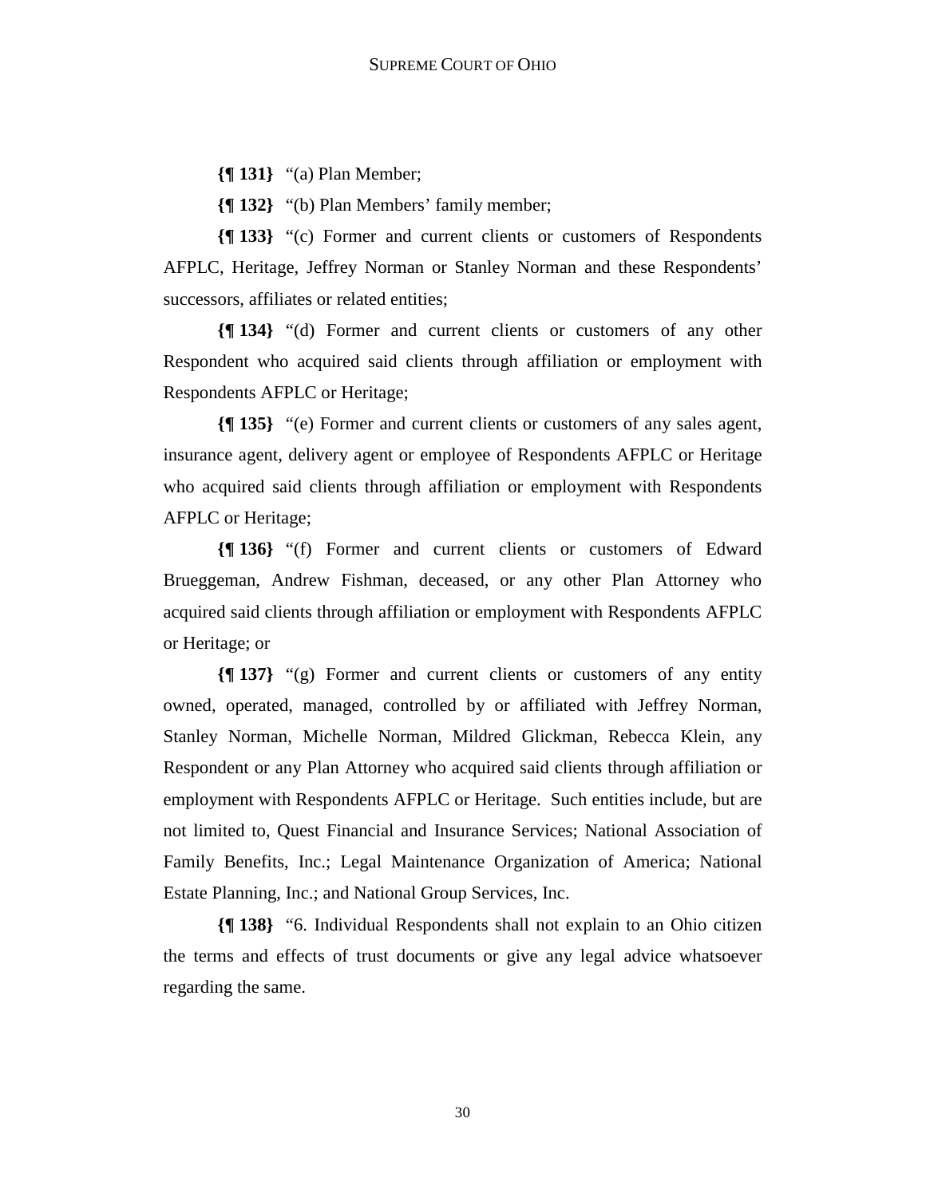**{¶ 131}** "(a) Plan Member;

**{¶ 132}** "(b) Plan Members' family member;

**{¶ 133}** "(c) Former and current clients or customers of Respondents AFPLC, Heritage, Jeffrey Norman or Stanley Norman and these Respondents' successors, affiliates or related entities;

**{¶ 134}** "(d) Former and current clients or customers of any other Respondent who acquired said clients through affiliation or employment with Respondents AFPLC or Heritage;

**{¶ 135}** "(e) Former and current clients or customers of any sales agent, insurance agent, delivery agent or employee of Respondents AFPLC or Heritage who acquired said clients through affiliation or employment with Respondents AFPLC or Heritage;

**{¶ 136}** "(f) Former and current clients or customers of Edward Brueggeman, Andrew Fishman, deceased, or any other Plan Attorney who acquired said clients through affiliation or employment with Respondents AFPLC or Heritage; or

**{¶ 137}** "(g) Former and current clients or customers of any entity owned, operated, managed, controlled by or affiliated with Jeffrey Norman, Stanley Norman, Michelle Norman, Mildred Glickman, Rebecca Klein, any Respondent or any Plan Attorney who acquired said clients through affiliation or employment with Respondents AFPLC or Heritage. Such entities include, but are not limited to, Quest Financial and Insurance Services; National Association of Family Benefits, Inc.; Legal Maintenance Organization of America; National Estate Planning, Inc.; and National Group Services, Inc.

**{¶ 138}** "6. Individual Respondents shall not explain to an Ohio citizen the terms and effects of trust documents or give any legal advice whatsoever regarding the same.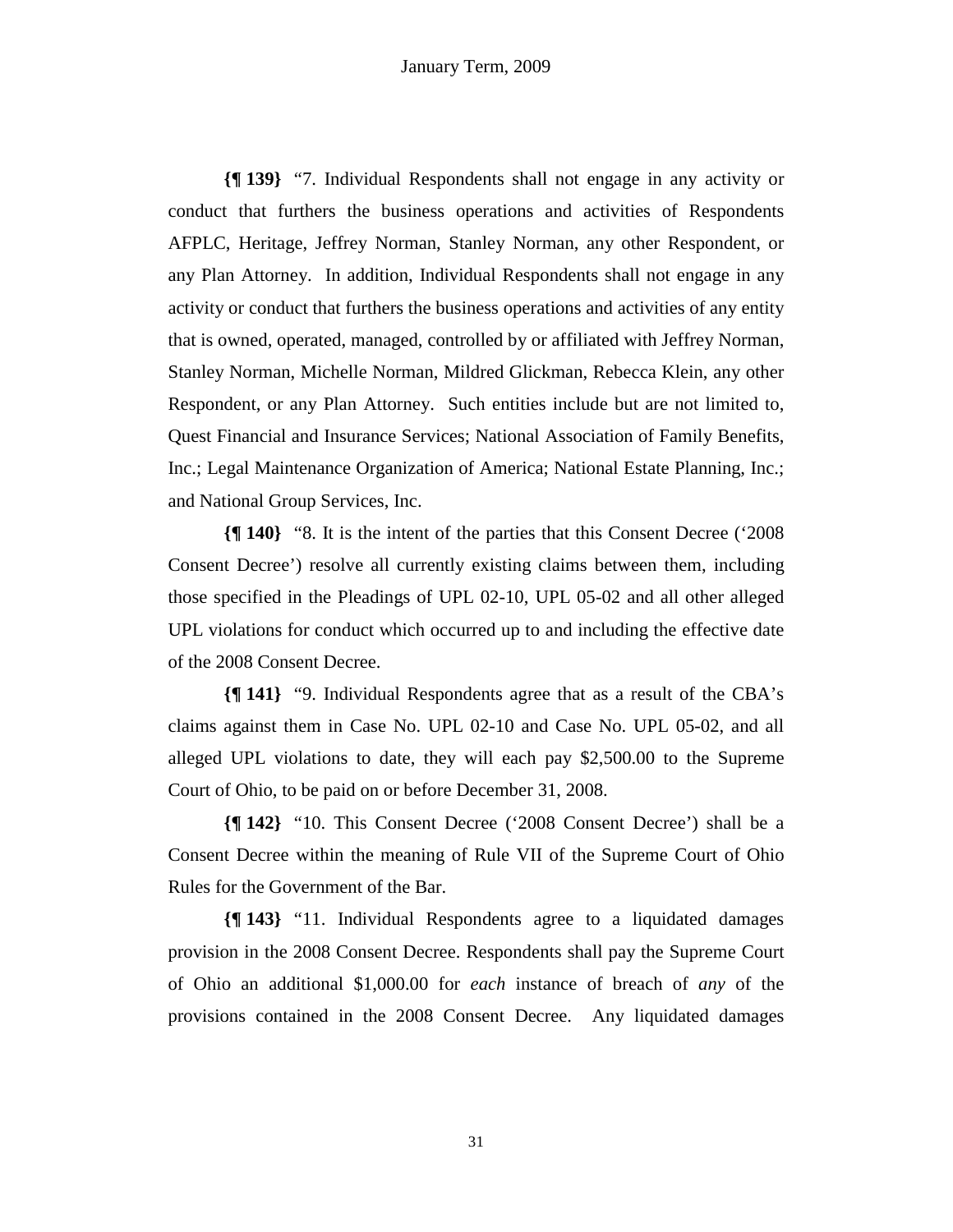**{¶ 139}** "7. Individual Respondents shall not engage in any activity or conduct that furthers the business operations and activities of Respondents AFPLC, Heritage, Jeffrey Norman, Stanley Norman, any other Respondent, or any Plan Attorney. In addition, Individual Respondents shall not engage in any activity or conduct that furthers the business operations and activities of any entity that is owned, operated, managed, controlled by or affiliated with Jeffrey Norman, Stanley Norman, Michelle Norman, Mildred Glickman, Rebecca Klein, any other Respondent, or any Plan Attorney. Such entities include but are not limited to, Quest Financial and Insurance Services; National Association of Family Benefits, Inc.; Legal Maintenance Organization of America; National Estate Planning, Inc.; and National Group Services, Inc.

**{¶ 140}** "8. It is the intent of the parties that this Consent Decree ('2008 Consent Decree') resolve all currently existing claims between them, including those specified in the Pleadings of UPL 02-10, UPL 05-02 and all other alleged UPL violations for conduct which occurred up to and including the effective date of the 2008 Consent Decree.

**{¶ 141}** "9. Individual Respondents agree that as a result of the CBA's claims against them in Case No. UPL 02-10 and Case No. UPL 05-02, and all alleged UPL violations to date, they will each pay $2,500.00 to the Supreme Court of Ohio, to be paid on or before December 31, 2008.

**{¶ 142}** "10. This Consent Decree ('2008 Consent Decree') shall be a Consent Decree within the meaning of Rule VII of the Supreme Court of Ohio Rules for the Government of the Bar.

**{¶ 143}** "11. Individual Respondents agree to a liquidated damages provision in the 2008 Consent Decree. Respondents shall pay the Supreme Court of Ohio an additional $1,000.00 for *each* instance of breach of *any* of the provisions contained in the 2008 Consent Decree. Any liquidated damages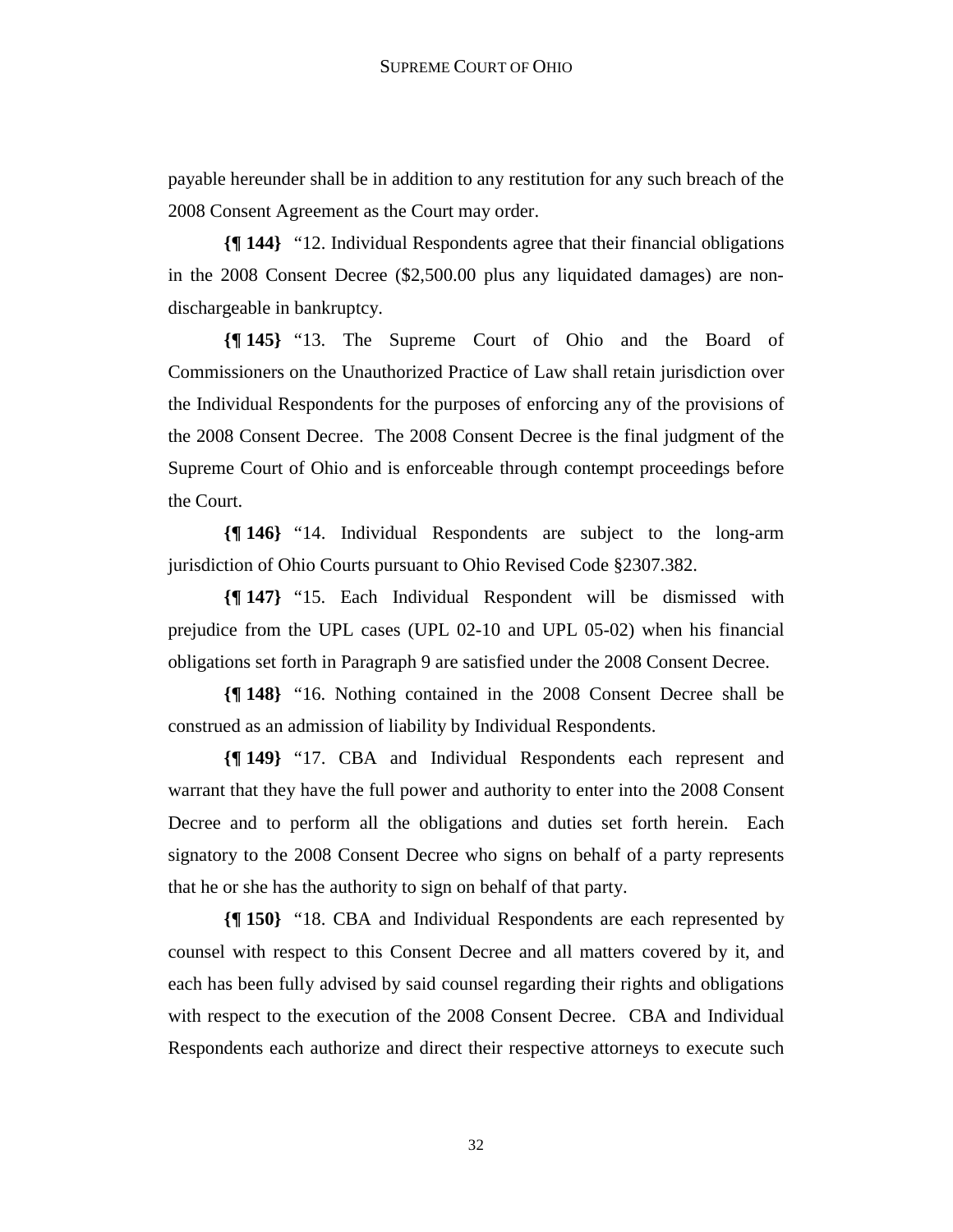payable hereunder shall be in addition to any restitution for any such breach of the 2008 Consent Agreement as the Court may order.

**{¶ 144}** "12. Individual Respondents agree that their financial obligations in the 2008 Consent Decree ($2,500.00 plus any liquidated damages) are non-dischargeable in bankruptcy.

**{¶ 145}** "13. The Supreme Court of Ohio and the Board of Commissioners on the Unauthorized Practice of Law shall retain jurisdiction over the Individual Respondents for the purposes of enforcing any of the provisions of the 2008 Consent Decree. The 2008 Consent Decree is the final judgment of the Supreme Court of Ohio and is enforceable through contempt proceedings before the Court.

**{¶ 146}** "14. Individual Respondents are subject to the long-arm jurisdiction of Ohio Courts pursuant to Ohio Revised Code §2307.382.

**{¶ 147}** "15. Each Individual Respondent will be dismissed with prejudice from the UPL cases (UPL 02-10 and UPL 05-02) when his financial obligations set forth in Paragraph 9 are satisfied under the 2008 Consent Decree.

**{¶ 148}** "16. Nothing contained in the 2008 Consent Decree shall be construed as an admission of liability by Individual Respondents.

**{¶ 149}** "17. CBA and Individual Respondents each represent and warrant that they have the full power and authority to enter into the 2008 Consent Decree and to perform all the obligations and duties set forth herein. Each signatory to the 2008 Consent Decree who signs on behalf of a party represents that he or she has the authority to sign on behalf of that party.

**{¶ 150}** "18. CBA and Individual Respondents are each represented by counsel with respect to this Consent Decree and all matters covered by it, and each has been fully advised by said counsel regarding their rights and obligations with respect to the execution of the 2008 Consent Decree. CBA and Individual Respondents each authorize and direct their respective attorneys to execute such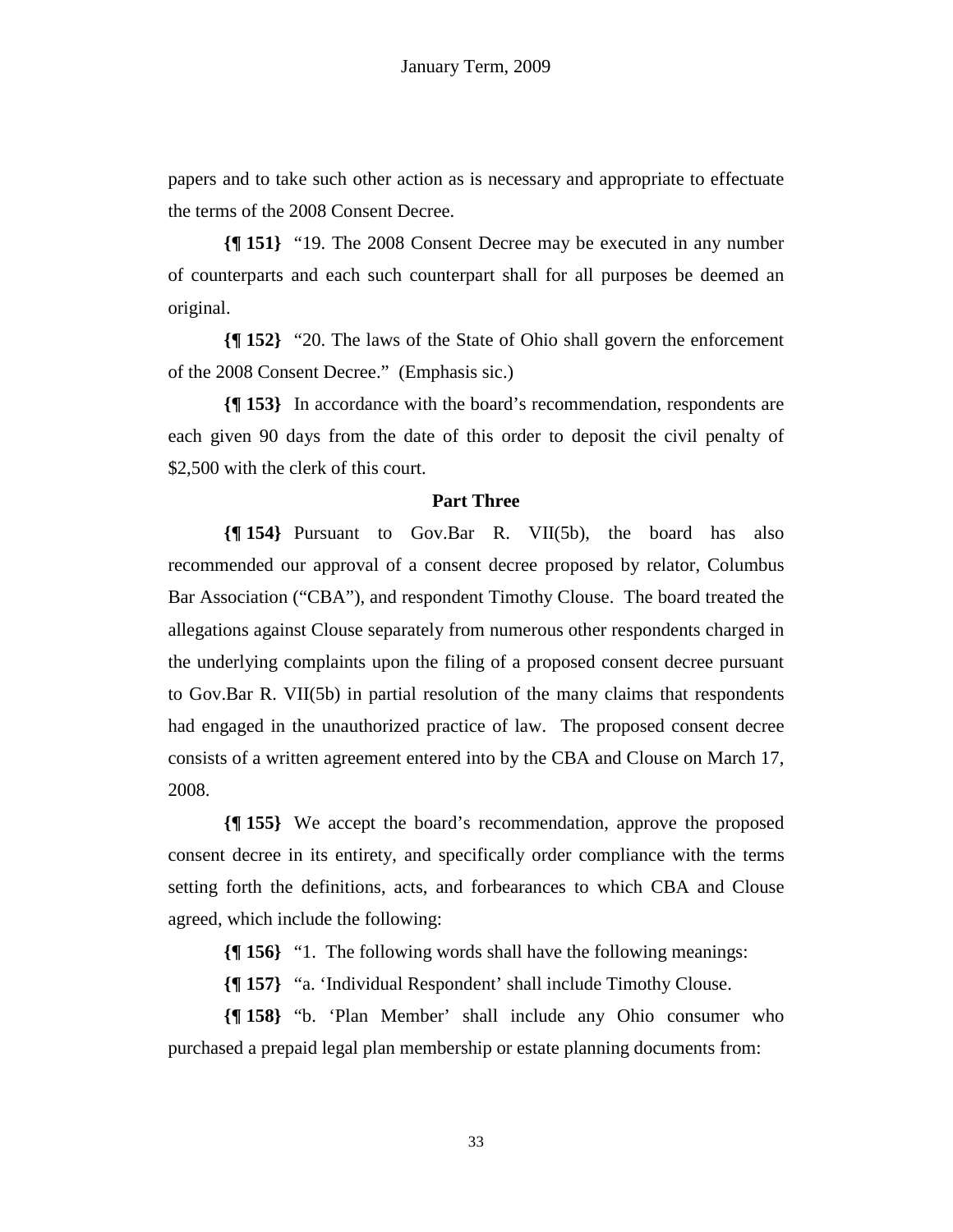papers and to take such other action as is necessary and appropriate to effectuate the terms of the 2008 Consent Decree.

**{¶ 151}** "19. The 2008 Consent Decree may be executed in any number of counterparts and each such counterpart shall for all purposes be deemed an original.

**{¶ 152}** "20. The laws of the State of Ohio shall govern the enforcement of the 2008 Consent Decree." (Emphasis sic.)

**{¶ 153}** In accordance with the board's recommendation, respondents are each given 90 days from the date of this order to deposit the civil penalty of $2,500 with the clerk of this court.

**Part Three**

**{¶ 154}** Pursuant to Gov.Bar R. VII(5b), the board has also recommended our approval of a consent decree proposed by relator, Columbus Bar Association ("CBA"), and respondent Timothy Clouse. The board treated the allegations against Clouse separately from numerous other respondents charged in the underlying complaints upon the filing of a proposed consent decree pursuant to Gov.Bar R. VII(5b) in partial resolution of the many claims that respondents had engaged in the unauthorized practice of law. The proposed consent decree consists of a written agreement entered into by the CBA and Clouse on March 17, 2008.

**{¶ 155}** We accept the board's recommendation, approve the proposed consent decree in its entirety, and specifically order compliance with the terms setting forth the definitions, acts, and forbearances to which CBA and Clouse agreed, which include the following:

**{¶ 156}** "1. The following words shall have the following meanings:

**{¶ 157}** "a. 'Individual Respondent' shall include Timothy Clouse.

**{¶ 158}** "b. 'Plan Member' shall include any Ohio consumer who purchased a prepaid legal plan membership or estate planning documents from: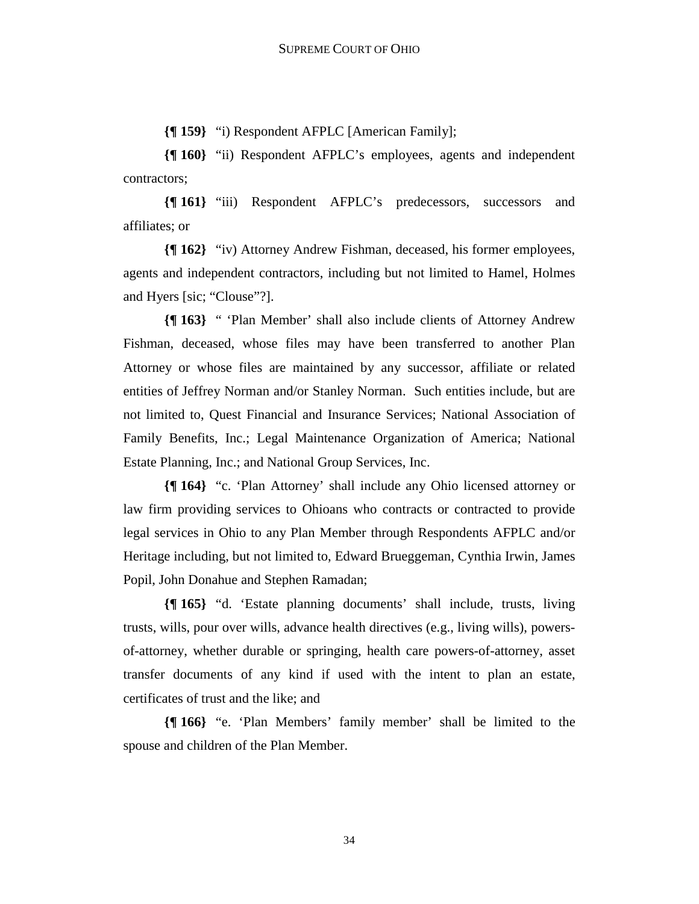**{¶ 159}** "i) Respondent AFPLC [American Family];

**{¶ 160}** "ii) Respondent AFPLC's employees, agents and independent contractors;

**{¶ 161}** "iii) Respondent AFPLC's predecessors, successors and affiliates; or

**{¶ 162}** "iv) Attorney Andrew Fishman, deceased, his former employees, agents and independent contractors, including but not limited to Hamel, Holmes and Hyers [sic; "Clouse"?].

**{¶ 163}** " 'Plan Member' shall also include clients of Attorney Andrew Fishman, deceased, whose files may have been transferred to another Plan Attorney or whose files are maintained by any successor, affiliate or related entities of Jeffrey Norman and/or Stanley Norman. Such entities include, but are not limited to, Quest Financial and Insurance Services; National Association of Family Benefits, Inc.; Legal Maintenance Organization of America; National Estate Planning, Inc.; and National Group Services, Inc.

**{¶ 164}** "c. 'Plan Attorney' shall include any Ohio licensed attorney or law firm providing services to Ohioans who contracts or contracted to provide legal services in Ohio to any Plan Member through Respondents AFPLC and/or Heritage including, but not limited to, Edward Brueggeman, Cynthia Irwin, James Popil, John Donahue and Stephen Ramadan;

**{¶ 165}** "d. 'Estate planning documents' shall include, trusts, living trusts, wills, pour over wills, advance health directives (e.g., living wills), powers-of-attorney, whether durable or springing, health care powers-of-attorney, asset transfer documents of any kind if used with the intent to plan an estate, certificates of trust and the like; and

**{¶ 166}** "e. 'Plan Members' family member' shall be limited to the spouse and children of the Plan Member.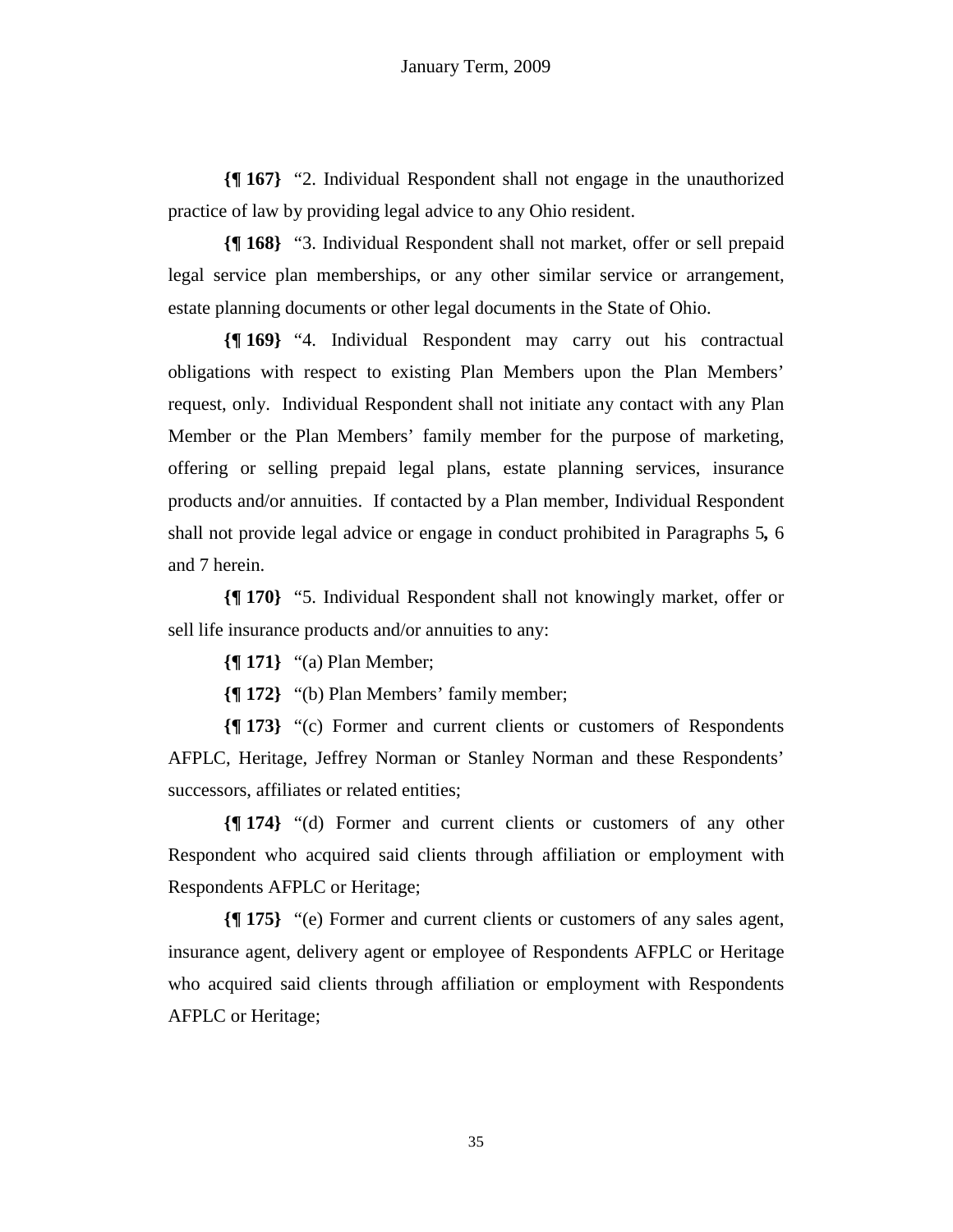**{¶ 167}** "2. Individual Respondent shall not engage in the unauthorized practice of law by providing legal advice to any Ohio resident.

**{¶ 168}** "3. Individual Respondent shall not market, offer or sell prepaid legal service plan memberships, or any other similar service or arrangement, estate planning documents or other legal documents in the State of Ohio.

**{¶ 169}** "4. Individual Respondent may carry out his contractual obligations with respect to existing Plan Members upon the Plan Members' request, only. Individual Respondent shall not initiate any contact with any Plan Member or the Plan Members' family member for the purpose of marketing, offering or selling prepaid legal plans, estate planning services, insurance products and/or annuities. If contacted by a Plan member, Individual Respondent shall not provide legal advice or engage in conduct prohibited in Paragraphs 5**,** 6 and 7 herein.

**{¶ 170}** "5. Individual Respondent shall not knowingly market, offer or sell life insurance products and/or annuities to any:

**{¶ 171}** "(a) Plan Member;

**{¶ 172}** "(b) Plan Members' family member;

**{¶ 173}** "(c) Former and current clients or customers of Respondents AFPLC, Heritage, Jeffrey Norman or Stanley Norman and these Respondents' successors, affiliates or related entities;

**{¶ 174}** "(d) Former and current clients or customers of any other Respondent who acquired said clients through affiliation or employment with Respondents AFPLC or Heritage;

**{¶ 175}** "(e) Former and current clients or customers of any sales agent, insurance agent, delivery agent or employee of Respondents AFPLC or Heritage who acquired said clients through affiliation or employment with Respondents AFPLC or Heritage;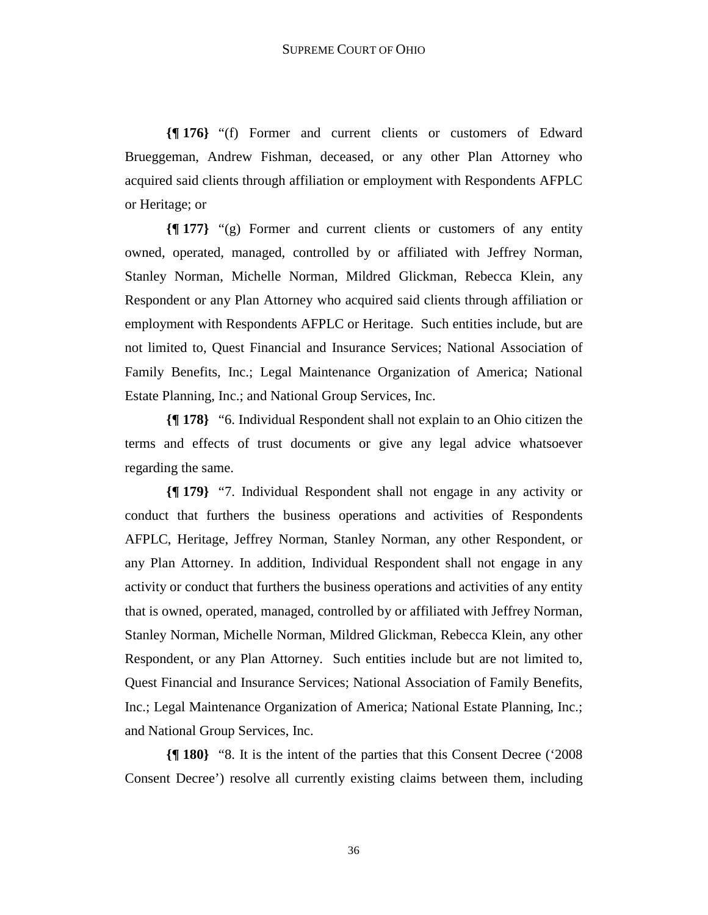**{¶ 176}** "(f) Former and current clients or customers of Edward Brueggeman, Andrew Fishman, deceased, or any other Plan Attorney who acquired said clients through affiliation or employment with Respondents AFPLC or Heritage; or

**{¶ 177}** "(g) Former and current clients or customers of any entity owned, operated, managed, controlled by or affiliated with Jeffrey Norman, Stanley Norman, Michelle Norman, Mildred Glickman, Rebecca Klein, any Respondent or any Plan Attorney who acquired said clients through affiliation or employment with Respondents AFPLC or Heritage. Such entities include, but are not limited to, Quest Financial and Insurance Services; National Association of Family Benefits, Inc.; Legal Maintenance Organization of America; National Estate Planning, Inc.; and National Group Services, Inc.

**{¶ 178}** "6. Individual Respondent shall not explain to an Ohio citizen the terms and effects of trust documents or give any legal advice whatsoever regarding the same.

**{¶ 179}** "7. Individual Respondent shall not engage in any activity or conduct that furthers the business operations and activities of Respondents AFPLC, Heritage, Jeffrey Norman, Stanley Norman, any other Respondent, or any Plan Attorney. In addition, Individual Respondent shall not engage in any activity or conduct that furthers the business operations and activities of any entity that is owned, operated, managed, controlled by or affiliated with Jeffrey Norman, Stanley Norman, Michelle Norman, Mildred Glickman, Rebecca Klein, any other Respondent, or any Plan Attorney. Such entities include but are not limited to, Quest Financial and Insurance Services; National Association of Family Benefits, Inc.; Legal Maintenance Organization of America; National Estate Planning, Inc.; and National Group Services, Inc.

**{¶ 180}** "8. It is the intent of the parties that this Consent Decree ('2008 Consent Decree') resolve all currently existing claims between them, including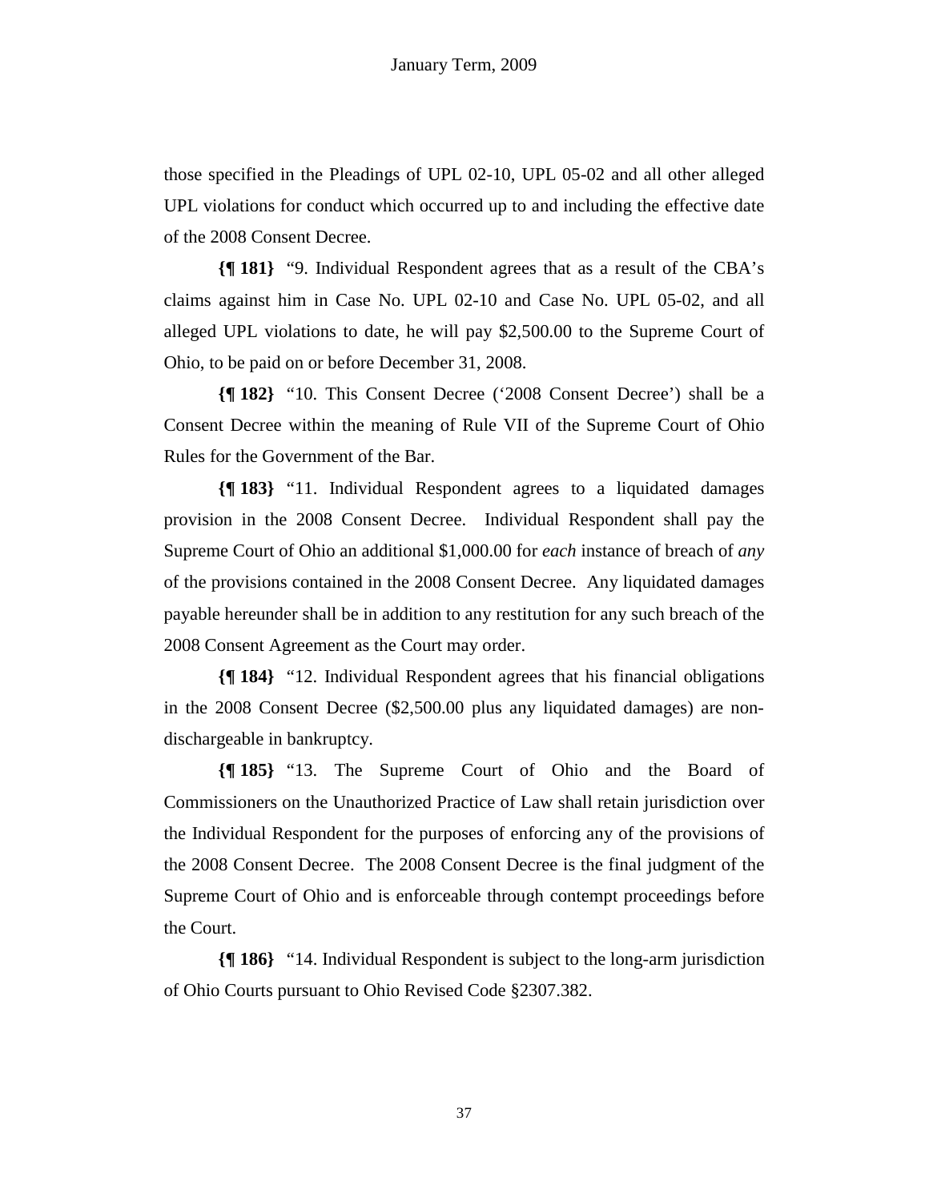those specified in the Pleadings of UPL 02-10, UPL 05-02 and all other alleged UPL violations for conduct which occurred up to and including the effective date of the 2008 Consent Decree.

**{¶ 181}** "9. Individual Respondent agrees that as a result of the CBA's claims against him in Case No. UPL 02-10 and Case No. UPL 05-02, and all alleged UPL violations to date, he will pay $2,500.00 to the Supreme Court of Ohio, to be paid on or before December 31, 2008.

**{¶ 182}** "10. This Consent Decree ('2008 Consent Decree') shall be a Consent Decree within the meaning of Rule VII of the Supreme Court of Ohio Rules for the Government of the Bar.

**{¶ 183}** "11. Individual Respondent agrees to a liquidated damages provision in the 2008 Consent Decree. Individual Respondent shall pay the Supreme Court of Ohio an additional $1,000.00 for *each* instance of breach of *any* of the provisions contained in the 2008 Consent Decree. Any liquidated damages payable hereunder shall be in addition to any restitution for any such breach of the 2008 Consent Agreement as the Court may order.

**{¶ 184}** "12. Individual Respondent agrees that his financial obligations in the 2008 Consent Decree ($2,500.00 plus any liquidated damages) are non-dischargeable in bankruptcy.

**{¶ 185}** "13. The Supreme Court of Ohio and the Board of Commissioners on the Unauthorized Practice of Law shall retain jurisdiction over the Individual Respondent for the purposes of enforcing any of the provisions of the 2008 Consent Decree. The 2008 Consent Decree is the final judgment of the Supreme Court of Ohio and is enforceable through contempt proceedings before the Court.

**{¶ 186}** "14. Individual Respondent is subject to the long-arm jurisdiction of Ohio Courts pursuant to Ohio Revised Code §2307.382.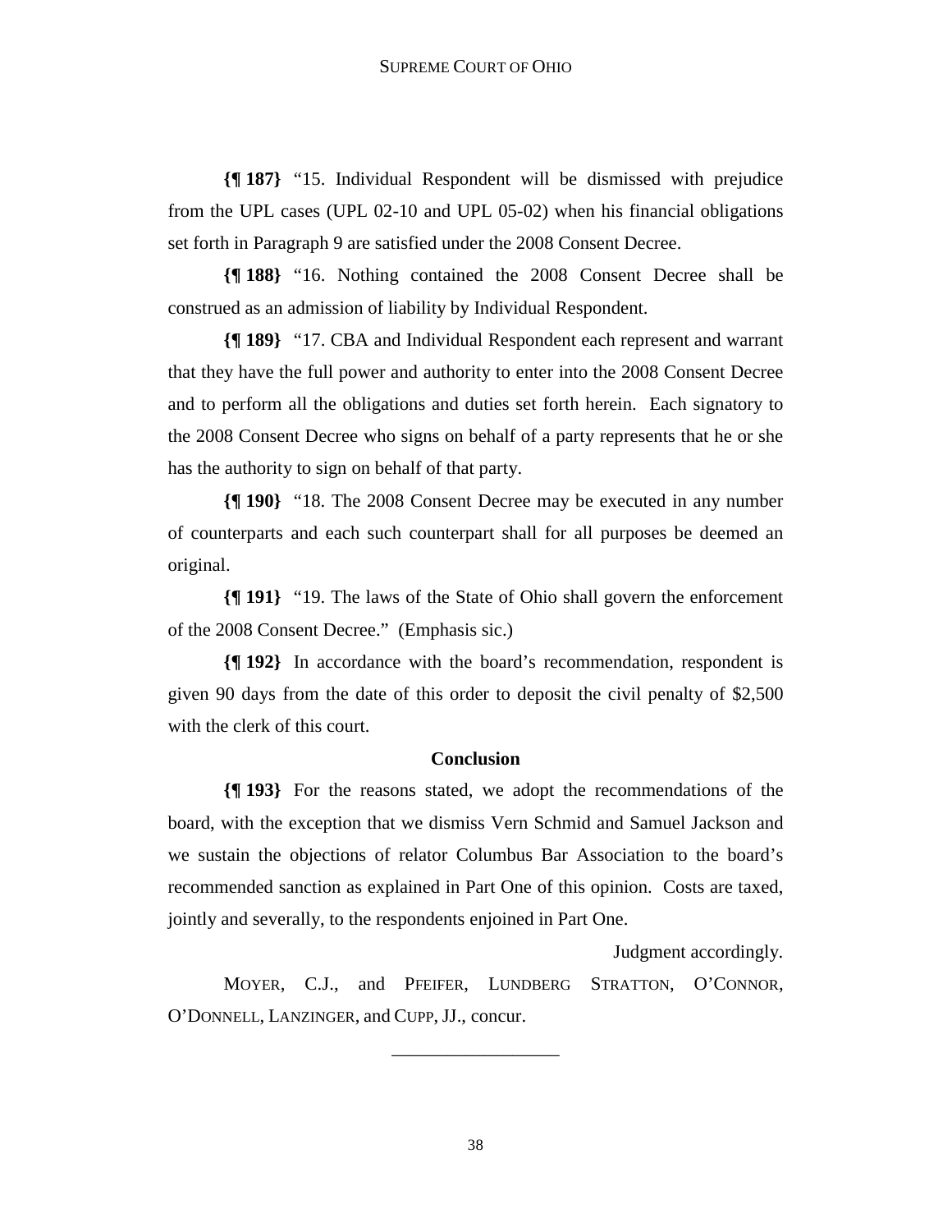**{¶ 187}** "15. Individual Respondent will be dismissed with prejudice from the UPL cases (UPL 02-10 and UPL 05-02) when his financial obligations set forth in Paragraph 9 are satisfied under the 2008 Consent Decree.

**{¶ 188}** "16. Nothing contained the 2008 Consent Decree shall be construed as an admission of liability by Individual Respondent.

**{¶ 189}** "17. CBA and Individual Respondent each represent and warrant that they have the full power and authority to enter into the 2008 Consent Decree and to perform all the obligations and duties set forth herein. Each signatory to the 2008 Consent Decree who signs on behalf of a party represents that he or she has the authority to sign on behalf of that party.

**{¶ 190}** "18. The 2008 Consent Decree may be executed in any number of counterparts and each such counterpart shall for all purposes be deemed an original.

**{¶ 191}** "19. The laws of the State of Ohio shall govern the enforcement of the 2008 Consent Decree." (Emphasis sic.)

**{¶ 192}** In accordance with the board's recommendation, respondent is given 90 days from the date of this order to deposit the civil penalty of $2,500 with the clerk of this court.

**Conclusion**

**{¶ 193}** For the reasons stated, we adopt the recommendations of the board, with the exception that we dismiss Vern Schmid and Samuel Jackson and we sustain the objections of relator Columbus Bar Association to the board's recommended sanction as explained in Part One of this opinion. Costs are taxed, jointly and severally, to the respondents enjoined in Part One.

Judgment accordingly.

MOYER, C.J., and PFEIFER, LUNDBERG STRATTON, O'CONNOR, O'DONNELL, LANZINGER, and CUPP, JJ., concur.

\_\_\_\_\_\_\_\_\_\_\_\_\_\_\_\_\_\_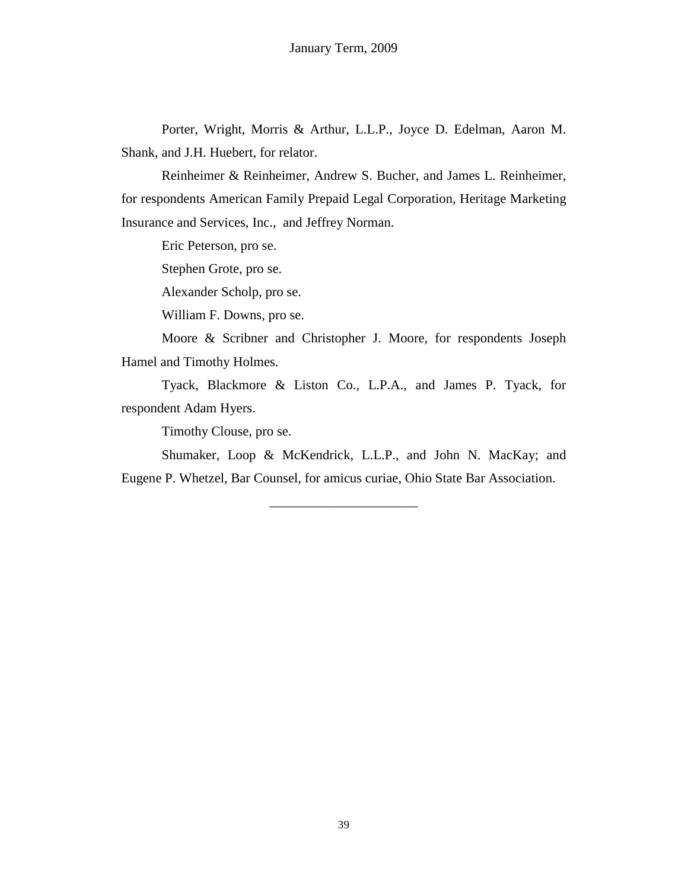Porter, Wright, Morris & Arthur, L.L.P., Joyce D. Edelman, Aaron M. Shank, and J.H. Huebert, for relator.

Reinheimer & Reinheimer, Andrew S. Bucher, and James L. Reinheimer, for respondents American Family Prepaid Legal Corporation, Heritage Marketing Insurance and Services, Inc., and Jeffrey Norman.

Eric Peterson, pro se.

Stephen Grote, pro se.

Alexander Scholp, pro se.

William F. Downs, pro se.

Moore & Scribner and Christopher J. Moore, for respondents Joseph Hamel and Timothy Holmes.

Tyack, Blackmore & Liston Co., L.P.A., and James P. Tyack, for respondent Adam Hyers.

Timothy Clouse, pro se.

Shumaker, Loop & McKendrick, L.L.P., and John N. MacKay; and Eugene P. Whetzel, Bar Counsel, for amicus curiae, Ohio State Bar Association.

______________________